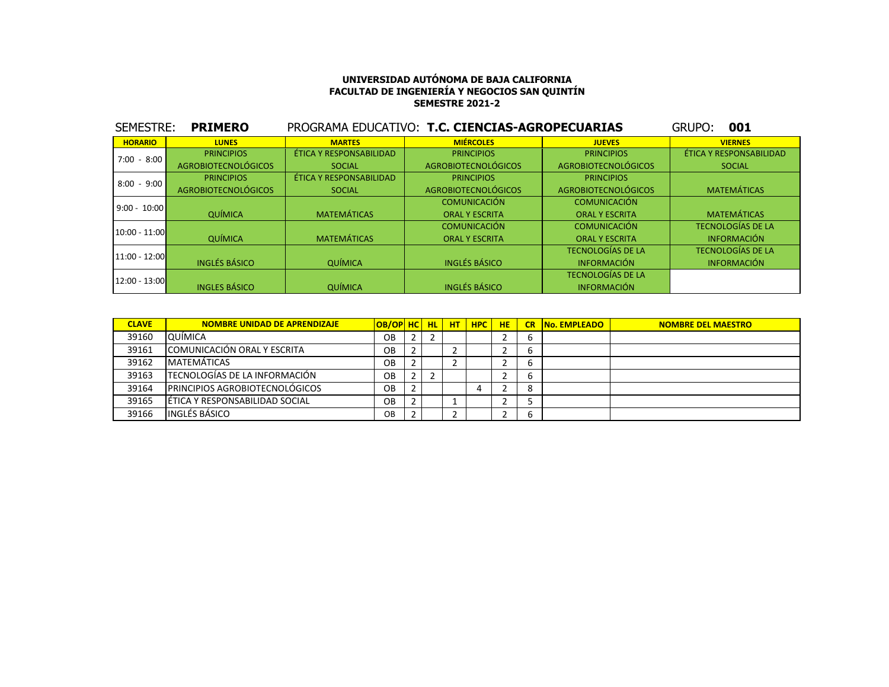**UNIVERSIDAD AUTÓNOMA DE BAJA CALIFORNIA**
**FACULTAD DE INGENIERÍA Y NEGOCIOS SAN QUINTÍN**
**SEMESTRE 2021-2**

SEMESTRE: **PRIMERO** PROGRAMA EDUCATIVO: **T.C. CIENCIAS-AGROPECUARIAS** GRUPO: **001**

| HORARIO | LUNES | MARTES | MIÉRCOLES | JUEVES | VIERNES |
|---|---|---|---|---|---|
| 7:00 - 8:00 | PRINCIPIOS AGROBIOTECNOLÓGICOS | ÉTICA Y RESPONSABILIDAD SOCIAL | PRINCIPIOS AGROBIOTECNOLÓGICOS | PRINCIPIOS AGROBIOTECNOLÓGICOS | ÉTICA Y RESPONSABILIDAD SOCIAL |
| 8:00 - 9:00 | PRINCIPIOS AGROBIOTECNOLÓGICOS | ÉTICA Y RESPONSABILIDAD SOCIAL | PRINCIPIOS AGROBIOTECNOLÓGICOS | PRINCIPIOS AGROBIOTECNOLÓGICOS | MATEMÁTICAS |
| 9:00 - 10:00 | QUÍMICA | MATEMÁTICAS | COMUNICACIÓN ORAL Y ESCRITA | COMUNICACIÓN ORAL Y ESCRITA | MATEMÁTICAS |
| 10:00 - 11:00 | QUÍMICA | MATEMÁTICAS | COMUNICACIÓN ORAL Y ESCRITA | COMUNICACIÓN ORAL Y ESCRITA | TECNOLOGÍAS DE LA INFORMACIÓN |
| 11:00 - 12:00 | INGLÉS BÁSICO | QUÍMICA | INGLÉS BÁSICO | TECNOLOGÍAS DE LA INFORMACIÓN | TECNOLOGÍAS DE LA INFORMACIÓN |
| 12:00 - 13:00 | INGLES BÁSICO | QUÍMICA | INGLÉS BÁSICO | TECNOLOGÍAS DE LA INFORMACIÓN | |

| CLAVE | NOMBRE UNIDAD DE APRENDIZAJE | OB/OP | HC | HL | HT | HPC | HE | CR | No. EMPLEADO | NOMBRE DEL MAESTRO |
|---|---|---|---|---|---|---|---|---|---|---|
| 39160 | QUÍMICA | OB | 2 | 2 | | | 2 | 6 | | |
| 39161 | COMUNICACIÓN ORAL Y ESCRITA | OB | 2 | | 2 | | 2 | 6 | | |
| 39162 | MATEMÁTICAS | OB | 2 | | 2 | | 2 | 6 | | |
| 39163 | TECNOLOGÍAS DE LA INFORMACIÓN | OB | 2 | 2 | | | 2 | 6 | | |
| 39164 | PRINCIPIOS AGROBIOTECNOLÓGICOS | OB | 2 | | | 4 | 2 | 8 | | |
| 39165 | ÉTICA Y RESPONSABILIDAD SOCIAL | OB | 2 | | 1 | | 2 | 5 | | |
| 39166 | INGLÉS BÁSICO | OB | 2 | | 2 | | 2 | 6 | | |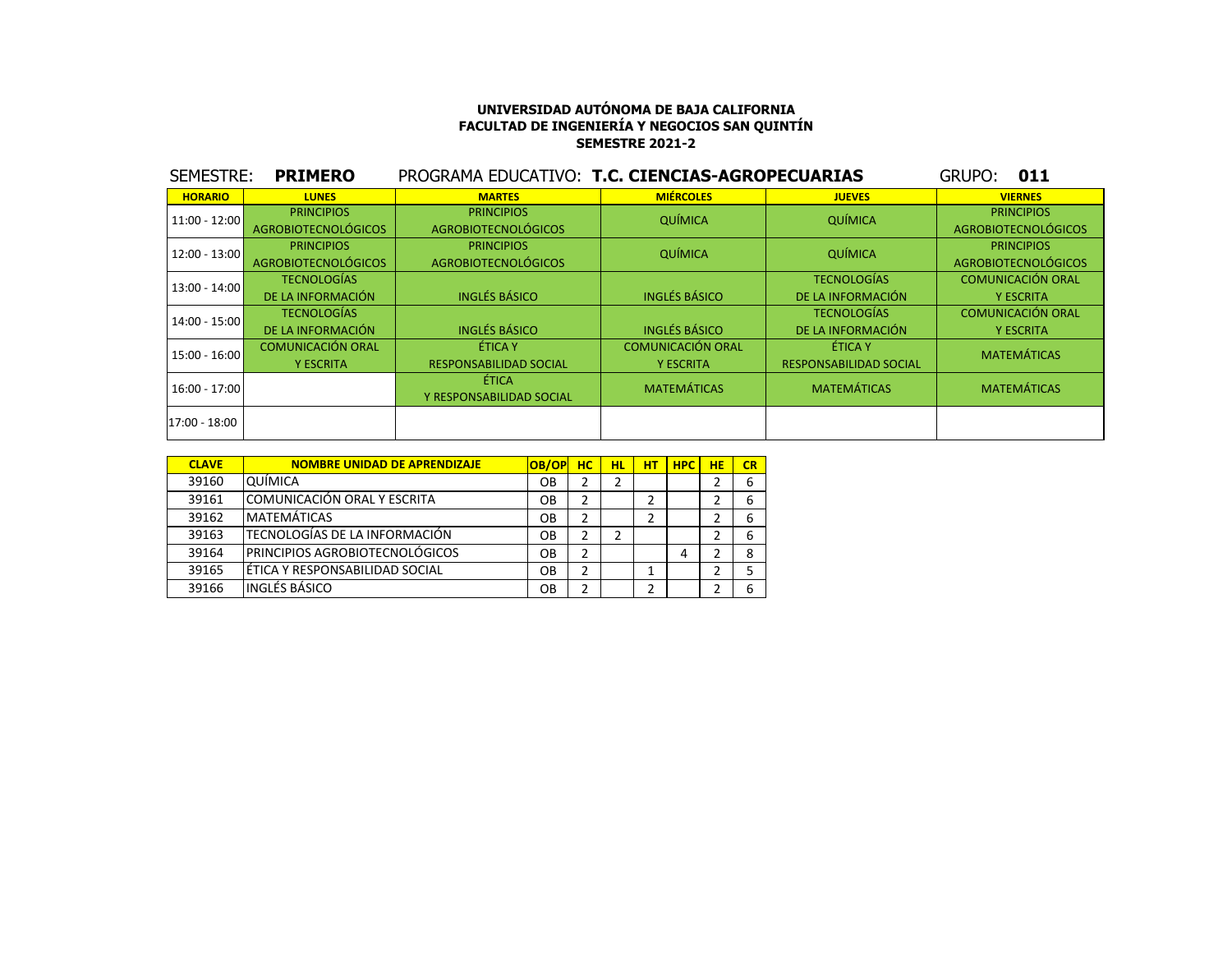**UNIVERSIDAD AUTÓNOMA DE BAJA CALIFORNIA**
**FACULTAD DE INGENIERÍA Y NEGOCIOS SAN QUINTÍN**
**SEMESTRE 2021-2**

SEMESTRE: **PRIMERO** PROGRAMA EDUCATIVO: **T.C. CIENCIAS-AGROPECUARIAS** GRUPO: **011**

| HORARIO | LUNES | MARTES | MIÉRCOLES | JUEVES | VIERNES |
|---|---|---|---|---|---|
| 11:00 - 12:00 | PRINCIPIOS AGROBIOTECNOLÓGICOS | PRINCIPIOS AGROBIOTECNOLÓGICOS | QUÍMICA | QUÍMICA | PRINCIPIOS AGROBIOTECNOLÓGICOS |
| 12:00 - 13:00 | PRINCIPIOS AGROBIOTECNOLÓGICOS | PRINCIPIOS AGROBIOTECNOLÓGICOS | QUÍMICA | QUÍMICA | PRINCIPIOS AGROBIOTECNOLÓGICOS |
| 13:00 - 14:00 | TECNOLOGÍAS DE LA INFORMACIÓN | INGLÉS BÁSICO | INGLÉS BÁSICO | TECNOLOGÍAS DE LA INFORMACIÓN | COMUNICACIÓN ORAL Y ESCRITA |
| 14:00 - 15:00 | TECNOLOGÍAS DE LA INFORMACIÓN | INGLÉS BÁSICO | INGLÉS BÁSICO | TECNOLOGÍAS DE LA INFORMACIÓN | COMUNICACIÓN ORAL Y ESCRITA |
| 15:00 - 16:00 | COMUNICACIÓN ORAL Y ESCRITA | ÉTICA Y RESPONSABILIDAD SOCIAL | COMUNICACIÓN ORAL Y ESCRITA | ÉTICA Y RESPONSABILIDAD SOCIAL | MATEMÁTICAS |
| 16:00 - 17:00 | | ÉTICA Y RESPONSABILIDAD SOCIAL | MATEMÁTICAS | MATEMÁTICAS | MATEMÁTICAS |
| 17:00 - 18:00 | | | | | |

| CLAVE | NOMBRE UNIDAD DE APRENDIZAJE | OB/OP | HC | HL | HT | HPC | HE | CR |
|---|---|---|---|---|---|---|---|---|
| 39160 | QUÍMICA | OB | 2 | 2 | | | 2 | 6 |
| 39161 | COMUNICACIÓN ORAL Y ESCRITA | OB | 2 | | 2 | | 2 | 6 |
| 39162 | MATEMÁTICAS | OB | 2 | | 2 | | 2 | 6 |
| 39163 | TECNOLOGÍAS DE LA INFORMACIÓN | OB | 2 | 2 | | | 2 | 6 |
| 39164 | PRINCIPIOS AGROBIOTECNOLÓGICOS | OB | 2 | | | 4 | 2 | 8 |
| 39165 | ÉTICA Y RESPONSABILIDAD SOCIAL | OB | 2 | | 1 | | 2 | 5 |
| 39166 | INGLÉS BÁSICO | OB | 2 | | 2 | | 2 | 6 |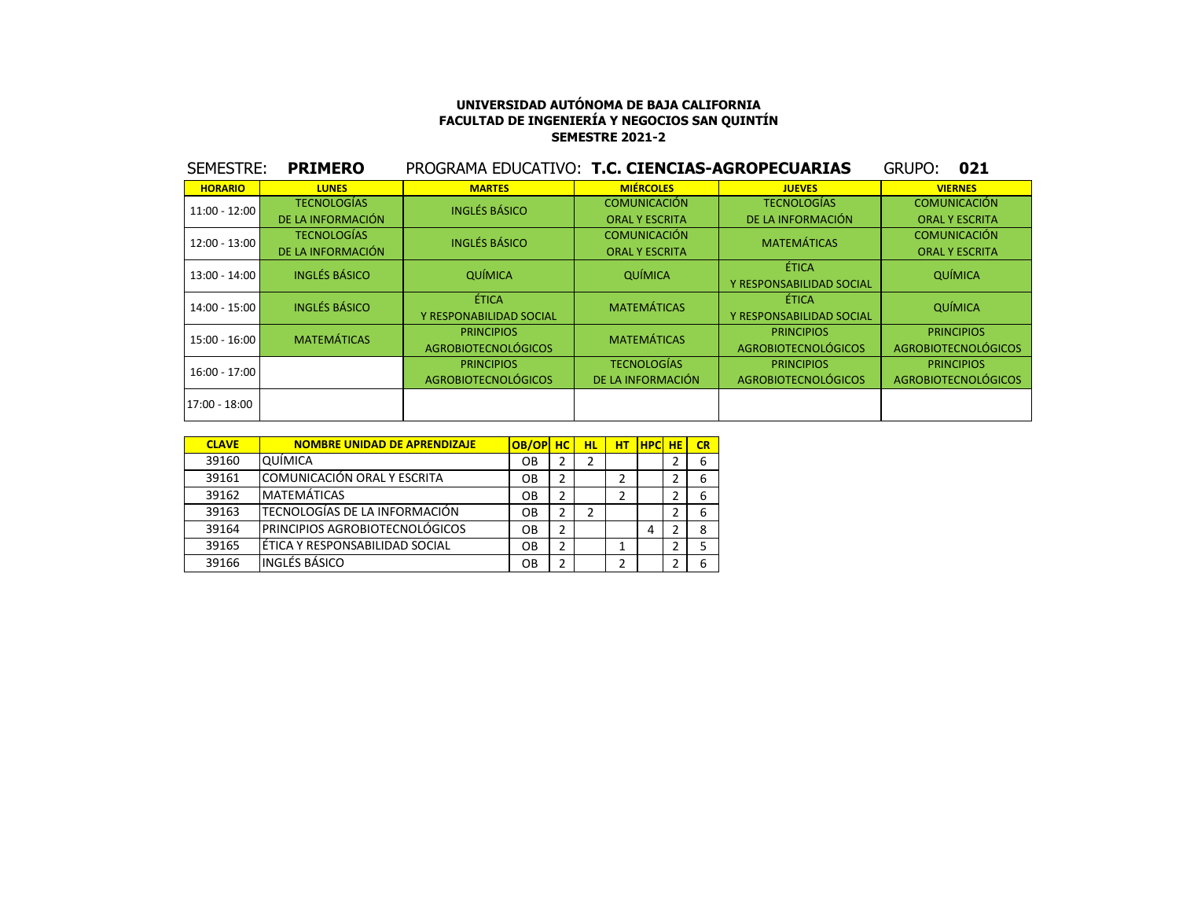**UNIVERSIDAD AUTÓNOMA DE BAJA CALIFORNIA**
**FACULTAD DE INGENIERÍA Y NEGOCIOS SAN QUINTÍN**
**SEMESTRE 2021-2**

SEMESTRE: **PRIMERO** PROGRAMA EDUCATIVO: **T.C. CIENCIAS-AGROPECUARIAS** GRUPO: **021**

| HORARIO | LUNES | MARTES | MIÉRCOLES | JUEVES | VIERNES |
|---|---|---|---|---|---|
| 11:00 - 12:00 | TECNOLOGÍAS DE LA INFORMACIÓN | INGLÉS BÁSICO | COMUNICACIÓN ORAL Y ESCRITA | TECNOLOGÍAS DE LA INFORMACIÓN | COMUNICACIÓN ORAL Y ESCRITA |
| 12:00 - 13:00 | TECNOLOGÍAS DE LA INFORMACIÓN | INGLÉS BÁSICO | COMUNICACIÓN ORAL Y ESCRITA | MATEMÁTICAS | COMUNICACIÓN ORAL Y ESCRITA |
| 13:00 - 14:00 | INGLÉS BÁSICO | QUÍMICA | QUÍMICA | ÉTICA Y RESPONSABILIDAD SOCIAL | QUÍMICA |
| 14:00 - 15:00 | INGLÉS BÁSICO | ÉTICA Y RESPONABILIDAD SOCIAL | MATEMÁTICAS | ÉTICA Y RESPONSABILIDAD SOCIAL | QUÍMICA |
| 15:00 - 16:00 | MATEMÁTICAS | PRINCIPIOS AGROBIOTECNOLÓGICOS | MATEMÁTICAS | PRINCIPIOS AGROBIOTECNOLÓGICOS | PRINCIPIOS AGROBIOTECNOLÓGICOS |
| 16:00 - 17:00 | | PRINCIPIOS AGROBIOTECNOLÓGICOS | TECNOLOGÍAS DE LA INFORMACIÓN | PRINCIPIOS AGROBIOTECNOLÓGICOS | PRINCIPIOS AGROBIOTECNOLÓGICOS |
| 17:00 - 18:00 | | | | | |

| CLAVE | NOMBRE UNIDAD DE APRENDIZAJE | OB/OP | HC | HL | HT | HPC | HE | CR |
|---|---|---|---|---|---|---|---|---|
| 39160 | QUÍMICA | OB | 2 | 2 | | | 2 | 6 |
| 39161 | COMUNICACIÓN ORAL Y ESCRITA | OB | 2 | | 2 | | 2 | 6 |
| 39162 | MATEMÁTICAS | OB | 2 | | 2 | | 2 | 6 |
| 39163 | TECNOLOGÍAS DE LA INFORMACIÓN | OB | 2 | 2 | | | 2 | 6 |
| 39164 | PRINCIPIOS AGROBIOTECNOLÓGICOS | OB | 2 | | | 4 | 2 | 8 |
| 39165 | ÉTICA Y RESPONSABILIDAD SOCIAL | OB | 2 | | 1 | | 2 | 5 |
| 39166 | INGLÉS BÁSICO | OB | 2 | | 2 | | 2 | 6 |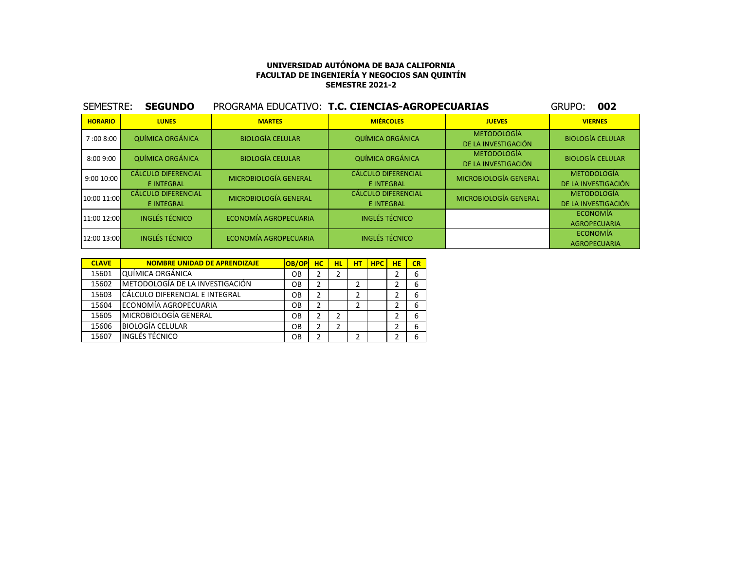**UNIVERSIDAD AUTÓNOMA DE BAJA CALIFORNIA**
**FACULTAD DE INGENIERÍA Y NEGOCIOS SAN QUINTÍN**
**SEMESTRE 2021-2**

SEMESTRE: **SEGUNDO** PROGRAMA EDUCATIVO: **T.C. CIENCIAS-AGROPECUARIAS** GRUPO: **002**

| HORARIO | LUNES | MARTES | MIÉRCOLES | JUEVES | VIERNES |
|---|---|---|---|---|---|
| 7 :00 8:00 | QUÍMICA ORGÁNICA | BIOLOGÍA CELULAR | QUÍMICA ORGÁNICA | METODOLOGÍA DE LA INVESTIGACIÓN | BIOLOGÍA CELULAR |
| 8:00 9:00 | QUÍMICA ORGÁNICA | BIOLOGÍA CELULAR | QUÍMICA ORGÁNICA | METODOLOGÍA DE LA INVESTIGACIÓN | BIOLOGÍA CELULAR |
| 9:00 10:00 | CÁLCULO DIFERENCIAL E INTEGRAL | MICROBIOLOGÍA GENERAL | CÁLCULO DIFERENCIAL E INTEGRAL | MICROBIOLOGÍA GENERAL | METODOLOGÍA DE LA INVESTIGACIÓN |
| 10:00 11:00 | CÁLCULO DIFERENCIAL E INTEGRAL | MICROBIOLOGÍA GENERAL | CÁLCULO DIFERENCIAL E INTEGRAL | MICROBIOLOGÍA GENERAL | METODOLOGÍA DE LA INVESTIGACIÓN |
| 11:00 12:00 | INGLÉS TÉCNICO | ECONOMÍA AGROPECUARIA | INGLÉS TÉCNICO | | ECONOMÍA AGROPECUARIA |
| 12:00 13:00 | INGLÉS TÉCNICO | ECONOMÍA AGROPECUARIA | INGLÉS TÉCNICO | | ECONOMÍA AGROPECUARIA |

| CLAVE | NOMBRE UNIDAD DE APRENDIZAJE | OB/OP | HC | HL | HT | HPC | HE | CR |
|---|---|---|---|---|---|---|---|---|
| 15601 | QUÍMICA ORGÁNICA | OB | 2 | 2 | | | 2 | 6 |
| 15602 | METODOLOGÍA DE LA INVESTIGACIÓN | OB | 2 | | 2 | | 2 | 6 |
| 15603 | CÁLCULO DIFERENCIAL E INTEGRAL | OB | 2 | | 2 | | 2 | 6 |
| 15604 | ECONOMÍA AGROPECUARIA | OB | 2 | | 2 | | 2 | 6 |
| 15605 | MICROBIOLOGÍA GENERAL | OB | 2 | 2 | | | 2 | 6 |
| 15606 | BIOLOGÍA CELULAR | OB | 2 | 2 | | | 2 | 6 |
| 15607 | INGLÉS TÉCNICO | OB | 2 | | 2 | | 2 | 6 |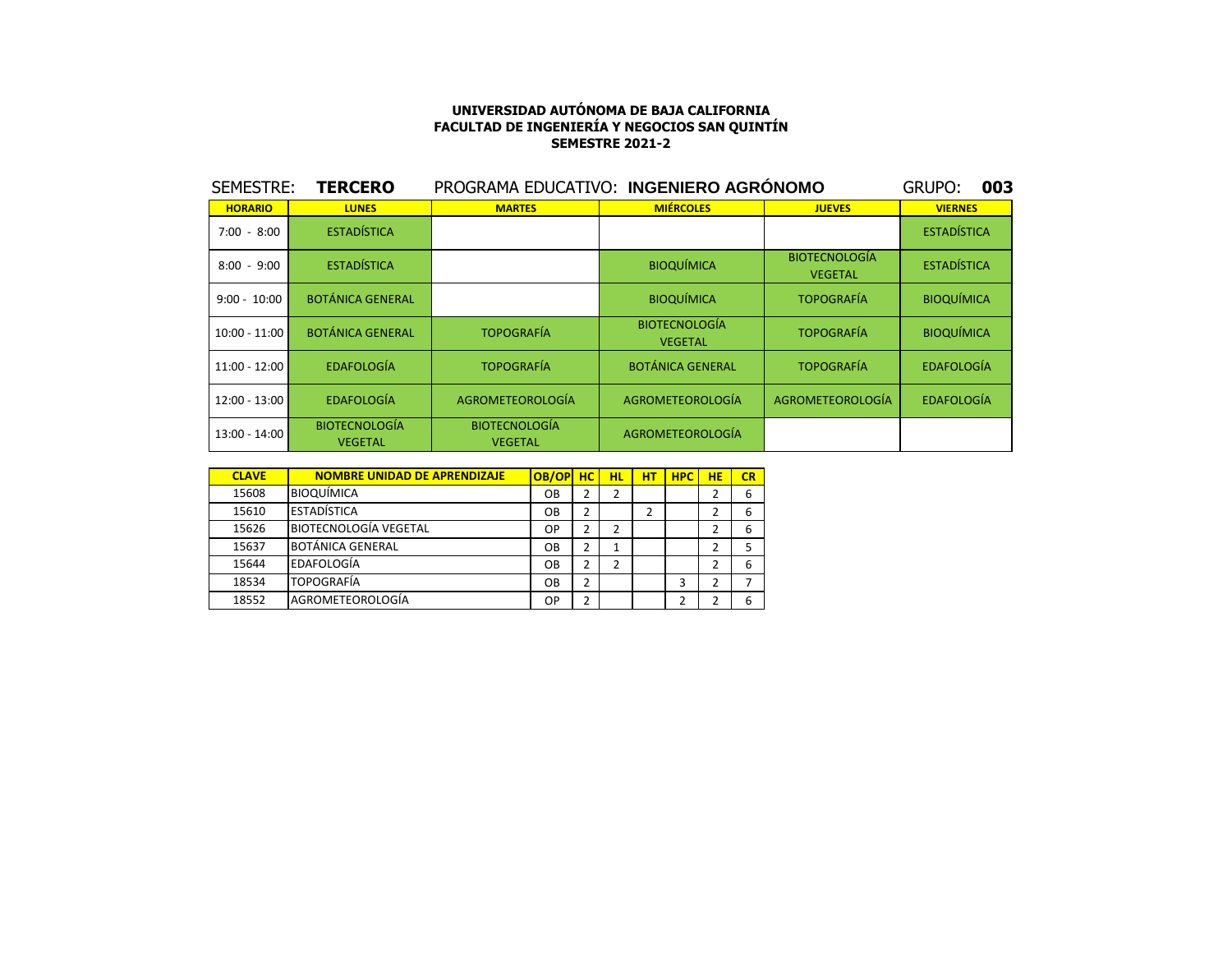**UNIVERSIDAD AUTÓNOMA DE BAJA CALIFORNIA**
**FACULTAD DE INGENIERÍA Y NEGOCIOS SAN QUINTÍN**
**SEMESTRE 2021-2**

SEMESTRE: **TERCERO** PROGRAMA EDUCATIVO: **INGENIERO AGRÓNOMO** GRUPO: **003**

| HORARIO | LUNES | MARTES | MIÉRCOLES | JUEVES | VIERNES |
|---|---|---|---|---|---|
| 7:00 - 8:00 | ESTADÍSTICA | | | | ESTADÍSTICA |
| 8:00 - 9:00 | ESTADÍSTICA | | BIOQUÍMICA | BIOTECNOLOGÍA VEGETAL | ESTADÍSTICA |
| 9:00 - 10:00 | BOTÁNICA GENERAL | | BIOQUÍMICA | TOPOGRAFÍA | BIOQUÍMICA |
| 10:00 - 11:00 | BOTÁNICA GENERAL | TOPOGRAFÍA | BIOTECNOLOGÍA VEGETAL | TOPOGRAFÍA | BIOQUÍMICA |
| 11:00 - 12:00 | EDAFOLOGÍA | TOPOGRAFÍA | BOTÁNICA GENERAL | TOPOGRAFÍA | EDAFOLOGÍA |
| 12:00 - 13:00 | EDAFOLOGÍA | AGROMETEOROLOGÍA | AGROMETEOROLOGÍA | AGROMETEOROLOGÍA | EDAFOLOGÍA |
| 13:00 - 14:00 | BIOTECNOLOGÍA VEGETAL | BIOTECNOLOGÍA VEGETAL | AGROMETEOROLOGÍA | | |

| CLAVE | NOMBRE UNIDAD DE APRENDIZAJE | OB/OP | HC | HL | HT | HPC | HE | CR |
|---|---|---|---|---|---|---|---|---|
| 15608 | BIOQUÍMICA | OB | 2 | 2 | | | 2 | 6 |
| 15610 | ESTADÍSTICA | OB | 2 | | 2 | | 2 | 6 |
| 15626 | BIOTECNOLOGÍA VEGETAL | OP | 2 | 2 | | | 2 | 6 |
| 15637 | BOTÁNICA GENERAL | OB | 2 | 1 | | | 2 | 5 |
| 15644 | EDAFOLOGÍA | OB | 2 | 2 | | | 2 | 6 |
| 18534 | TOPOGRAFÍA | OB | 2 | | | 3 | 2 | 7 |
| 18552 | AGROMETEOROLOGÍA | OP | 2 | | | 2 | 2 | 6 |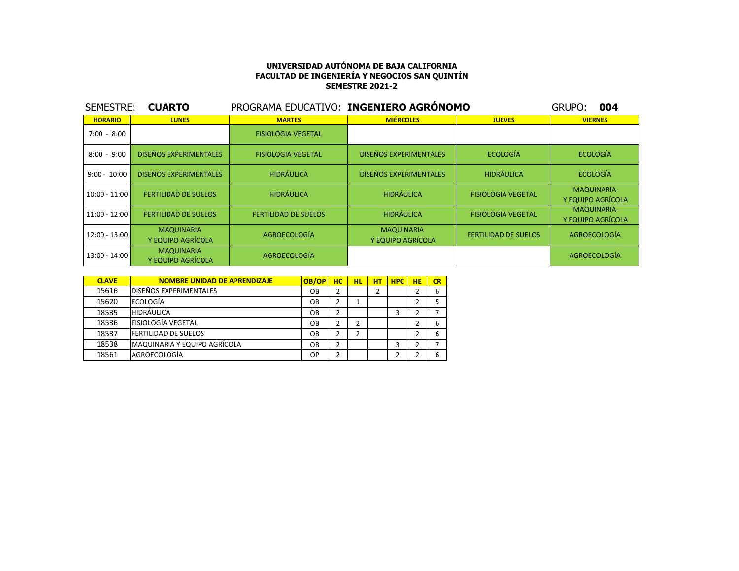**UNIVERSIDAD AUTÓNOMA DE BAJA CALIFORNIA**
**FACULTAD DE INGENIERÍA Y NEGOCIOS SAN QUINTÍN**
**SEMESTRE 2021-2**

SEMESTRE: **CUARTO** PROGRAMA EDUCATIVO: **INGENIERO AGRÓNOMO** GRUPO: **004**

| HORARIO | LUNES | MARTES | MIÉRCOLES | JUEVES | VIERNES |
|---|---|---|---|---|---|
| 7:00 - 8:00 | | FISIOLOGIA VEGETAL | | | |
| 8:00 - 9:00 | DISEÑOS EXPERIMENTALES | FISIOLOGIA VEGETAL | DISEÑOS EXPERIMENTALES | ECOLOGÍA | ECOLOGÍA |
| 9:00 - 10:00 | DISEÑOS EXPERIMENTALES | HIDRÁULICA | DISEÑOS EXPERIMENTALES | HIDRÁULICA | ECOLOGÍA |
| 10:00 - 11:00 | FERTILIDAD DE SUELOS | HIDRÁULICA | HIDRÁULICA | FISIOLOGIA VEGETAL | MAQUINARIA Y EQUIPO AGRÍCOLA |
| 11:00 - 12:00 | FERTILIDAD DE SUELOS | FERTILIDAD DE SUELOS | HIDRÁULICA | FISIOLOGIA VEGETAL | MAQUINARIA Y EQUIPO AGRÍCOLA |
| 12:00 - 13:00 | MAQUINARIA Y EQUIPO AGRÍCOLA | AGROECOLOGÍA | MAQUINARIA Y EQUIPO AGRÍCOLA | FERTILIDAD DE SUELOS | AGROECOLOGÍA |
| 13:00 - 14:00 | MAQUINARIA Y EQUIPO AGRÍCOLA | AGROECOLOGÍA | | | AGROECOLOGÍA |

| CLAVE | NOMBRE UNIDAD DE APRENDIZAJE | OB/OP | HC | HL | HT | HPC | HE | CR |
|---|---|---|---|---|---|---|---|---|
| 15616 | DISEÑOS EXPERIMENTALES | OB | 2 | | 2 | | 2 | 6 |
| 15620 | ECOLOGÍA | OB | 2 | 1 | | | 2 | 5 |
| 18535 | HIDRÁULICA | OB | 2 | | | 3 | 2 | 7 |
| 18536 | FISIOLOGÍA VEGETAL | OB | 2 | 2 | | | 2 | 6 |
| 18537 | FERTILIDAD DE SUELOS | OB | 2 | 2 | | | 2 | 6 |
| 18538 | MAQUINARIA Y EQUIPO AGRÍCOLA | OB | 2 | | | 3 | 2 | 7 |
| 18561 | AGROECOLOGÍA | OP | 2 | | | 2 | 2 | 6 |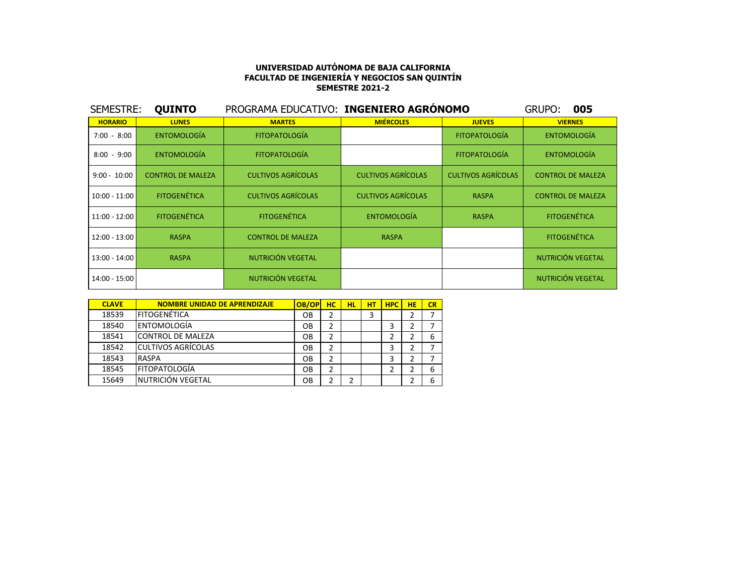**UNIVERSIDAD AUTÓNOMA DE BAJA CALIFORNIA**
**FACULTAD DE INGENIERÍA Y NEGOCIOS SAN QUINTÍN**
**SEMESTRE 2021-2**

SEMESTRE: **QUINTO** PROGRAMA EDUCATIVO: **INGENIERO AGRÓNOMO** GRUPO: **005**

| HORARIO | LUNES | MARTES | MIÉRCOLES | JUEVES | VIERNES |
|---|---|---|---|---|---|
| 7:00 - 8:00 | ENTOMOLOGÍA | FITOPATOLOGÍA | | FITOPATOLOGÍA | ENTOMOLOGÍA |
| 8:00 - 9:00 | ENTOMOLOGÍA | FITOPATOLOGÍA | | FITOPATOLOGÍA | ENTOMOLOGÍA |
| 9:00 - 10:00 | CONTROL DE MALEZA | CULTIVOS AGRÍCOLAS | CULTIVOS AGRÍCOLAS | CULTIVOS AGRÍCOLAS | CONTROL DE MALEZA |
| 10:00 - 11:00 | FITOGENÉTICA | CULTIVOS AGRÍCOLAS | CULTIVOS AGRÍCOLAS | RASPA | CONTROL DE MALEZA |
| 11:00 - 12:00 | FITOGENÉTICA | FITOGENÉTICA | ENTOMOLOGÍA | RASPA | FITOGENÉTICA |
| 12:00 - 13:00 | RASPA | CONTROL DE MALEZA | RASPA | | FITOGENÉTICA |
| 13:00 - 14:00 | RASPA | NUTRICIÓN VEGETAL | | | NUTRICIÓN VEGETAL |
| 14:00 - 15:00 | | NUTRICIÓN VEGETAL | | | NUTRICIÓN VEGETAL |

| CLAVE | NOMBRE UNIDAD DE APRENDIZAJE | OB/OP | HC | HL | HT | HPC | HE | CR |
|---|---|---|---|---|---|---|---|---|
| 18539 | FITOGENÉTICA | OB | 2 | | 3 | | 2 | 7 |
| 18540 | ENTOMOLOGÍA | OB | 2 | | | 3 | 2 | 7 |
| 18541 | CONTROL DE MALEZA | OB | 2 | | | 2 | 2 | 6 |
| 18542 | CULTIVOS AGRÍCOLAS | OB | 2 | | | 3 | 2 | 7 |
| 18543 | RASPA | OB | 2 | | | 3 | 2 | 7 |
| 18545 | FITOPATOLOGÍA | OB | 2 | | | 2 | 2 | 6 |
| 15649 | NUTRICIÓN VEGETAL | OB | 2 | 2 | | | 2 | 6 |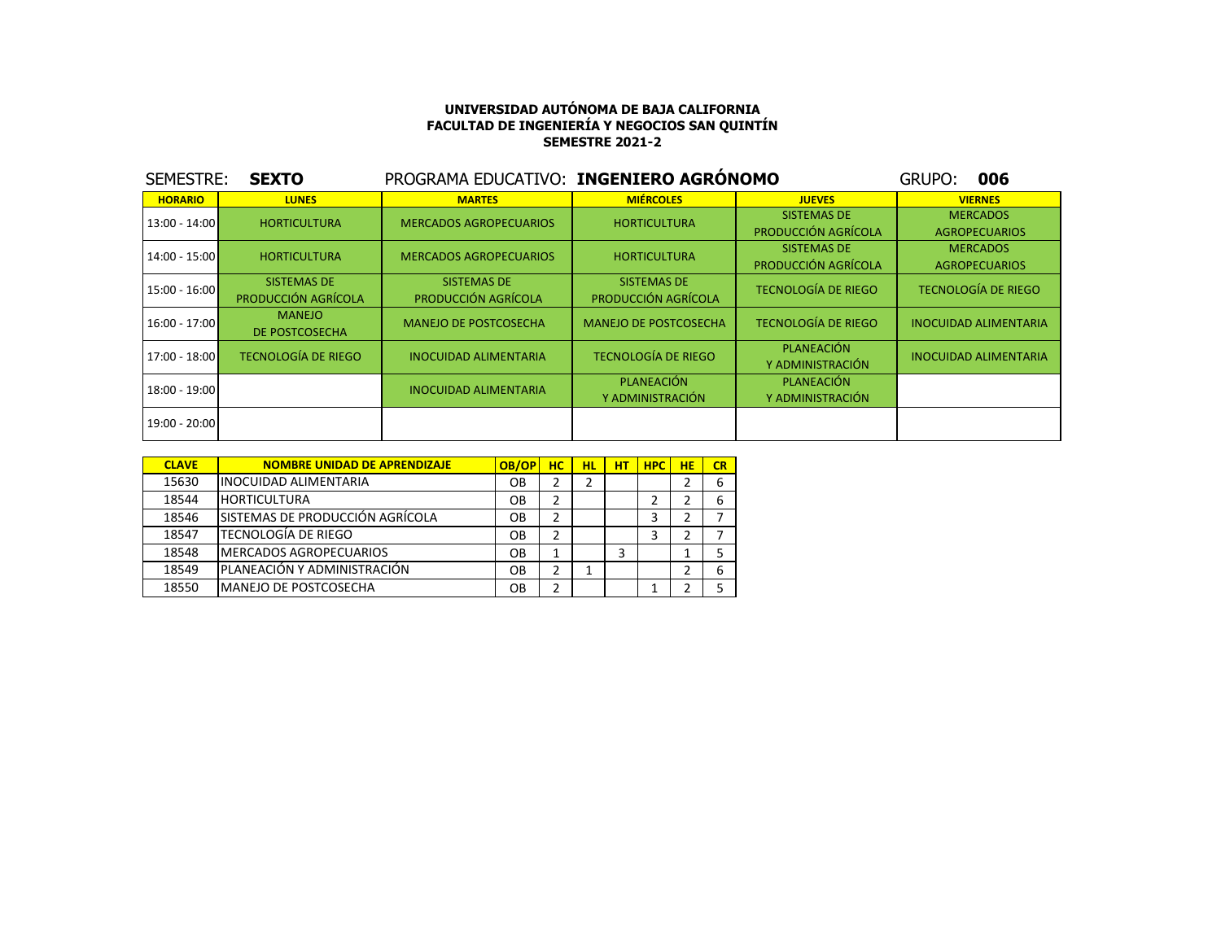**UNIVERSIDAD AUTÓNOMA DE BAJA CALIFORNIA**
**FACULTAD DE INGENIERÍA Y NEGOCIOS SAN QUINTÍN**
**SEMESTRE 2021-2**

SEMESTRE: **SEXTO** PROGRAMA EDUCATIVO: **INGENIERO AGRÓNOMO** GRUPO: **006**

| HORARIO | LUNES | MARTES | MIÉRCOLES | JUEVES | VIERNES |
|---|---|---|---|---|---|
| 13:00 - 14:00 | HORTICULTURA | MERCADOS AGROPECUARIOS | HORTICULTURA | SISTEMAS DE PRODUCCIÓN AGRÍCOLA | MERCADOS AGROPECUARIOS |
| 14:00 - 15:00 | HORTICULTURA | MERCADOS AGROPECUARIOS | HORTICULTURA | SISTEMAS DE PRODUCCIÓN AGRÍCOLA | MERCADOS AGROPECUARIOS |
| 15:00 - 16:00 | SISTEMAS DE PRODUCCIÓN AGRÍCOLA | SISTEMAS DE PRODUCCIÓN AGRÍCOLA | SISTEMAS DE PRODUCCIÓN AGRÍCOLA | TECNOLOGÍA DE RIEGO | TECNOLOGÍA DE RIEGO |
| 16:00 - 17:00 | MANEJO DE POSTCOSECHA | MANEJO DE POSTCOSECHA | MANEJO DE POSTCOSECHA | TECNOLOGÍA DE RIEGO | INOCUIDAD ALIMENTARIA |
| 17:00 - 18:00 | TECNOLOGÍA DE RIEGO | INOCUIDAD ALIMENTARIA | TECNOLOGÍA DE RIEGO | PLANEACIÓN Y ADMINISTRACIÓN | INOCUIDAD ALIMENTARIA |
| 18:00 - 19:00 | | INOCUIDAD ALIMENTARIA | PLANEACIÓN Y ADMINISTRACIÓN | PLANEACIÓN Y ADMINISTRACIÓN | |
| 19:00 - 20:00 | | | | | |

| CLAVE | NOMBRE UNIDAD DE APRENDIZAJE | OB/OP | HC | HL | HT | HPC | HE | CR |
|---|---|---|---|---|---|---|---|---|
| 15630 | INOCUIDAD ALIMENTARIA | OB | 2 | 2 | | | 2 | 6 |
| 18544 | HORTICULTURA | OB | 2 | | | 2 | 2 | 6 |
| 18546 | SISTEMAS DE PRODUCCIÓN AGRÍCOLA | OB | 2 | | | 3 | 2 | 7 |
| 18547 | TECNOLOGÍA DE RIEGO | OB | 2 | | | 3 | 2 | 7 |
| 18548 | MERCADOS AGROPECUARIOS | OB | 1 | | 3 | | 1 | 5 |
| 18549 | PLANEACIÓN Y ADMINISTRACIÓN | OB | 2 | 1 | | | 2 | 6 |
| 18550 | MANEJO DE POSTCOSECHA | OB | 2 | | | 1 | 2 | 5 |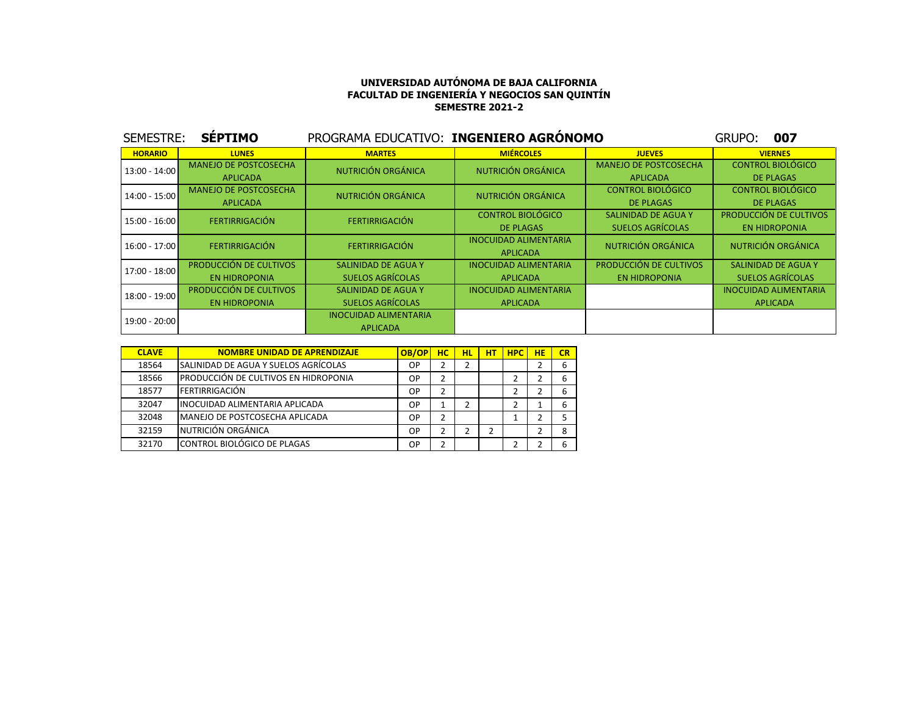**UNIVERSIDAD AUTÓNOMA DE BAJA CALIFORNIA**
**FACULTAD DE INGENIERÍA Y NEGOCIOS SAN QUINTÍN**
**SEMESTRE 2021-2**

SEMESTRE: **SÉPTIMO** PROGRAMA EDUCATIVO: **INGENIERO AGRÓNOMO** GRUPO: **007**

| HORARIO | LUNES | MARTES | MIÉRCOLES | JUEVES | VIERNES |
|---|---|---|---|---|---|
| 13:00 - 14:00 | MANEJO DE POSTCOSECHA APLICADA | NUTRICIÓN ORGÁNICA | NUTRICIÓN ORGÁNICA | MANEJO DE POSTCOSECHA APLICADA | CONTROL BIOLÓGICO DE PLAGAS |
| 14:00 - 15:00 | MANEJO DE POSTCOSECHA APLICADA | NUTRICIÓN ORGÁNICA | NUTRICIÓN ORGÁNICA | CONTROL BIOLÓGICO DE PLAGAS | CONTROL BIOLÓGICO DE PLAGAS |
| 15:00 - 16:00 | FERTIRRIGACIÓN | FERTIRRIGACIÓN | CONTROL BIOLÓGICO DE PLAGAS | SALINIDAD DE AGUA Y SUELOS AGRÍCOLAS | PRODUCCIÓN DE CULTIVOS EN HIDROPONIA |
| 16:00 - 17:00 | FERTIRRIGACIÓN | FERTIRRIGACIÓN | INOCUIDAD ALIMENTARIA APLICADA | NUTRICIÓN ORGÁNICA | NUTRICIÓN ORGÁNICA |
| 17:00 - 18:00 | PRODUCCIÓN DE CULTIVOS EN HIDROPONIA | SALINIDAD DE AGUA Y SUELOS AGRÍCOLAS | INOCUIDAD ALIMENTARIA APLICADA | PRODUCCIÓN DE CULTIVOS EN HIDROPONIA | SALINIDAD DE AGUA Y SUELOS AGRÍCOLAS |
| 18:00 - 19:00 | PRODUCCIÓN DE CULTIVOS EN HIDROPONIA | SALINIDAD DE AGUA Y SUELOS AGRÍCOLAS | INOCUIDAD ALIMENTARIA APLICADA | | INOCUIDAD ALIMENTARIA APLICADA |
| 19:00 - 20:00 | | INOCUIDAD ALIMENTARIA APLICADA | | | |

| CLAVE | NOMBRE UNIDAD DE APRENDIZAJE | OB/OP | HC | HL | HT | HPC | HE | CR |
|---|---|---|---|---|---|---|---|---|
| 18564 | SALINIDAD DE AGUA Y SUELOS AGRÍCOLAS | OP | 2 | 2 | | | 2 | 6 |
| 18566 | PRODUCCIÓN DE CULTIVOS EN HIDROPONIA | OP | 2 | | | 2 | 2 | 6 |
| 18577 | FERTIRRIGACIÓN | OP | 2 | | | 2 | 2 | 6 |
| 32047 | INOCUIDAD ALIMENTARIA APLICADA | OP | 1 | 2 | | 2 | 1 | 6 |
| 32048 | MANEJO DE POSTCOSECHA APLICADA | OP | 2 | | | 1 | 2 | 5 |
| 32159 | NUTRICIÓN ORGÁNICA | OP | 2 | 2 | 2 | | 2 | 8 |
| 32170 | CONTROL BIOLÓGICO DE PLAGAS | OP | 2 | | | 2 | 2 | 6 |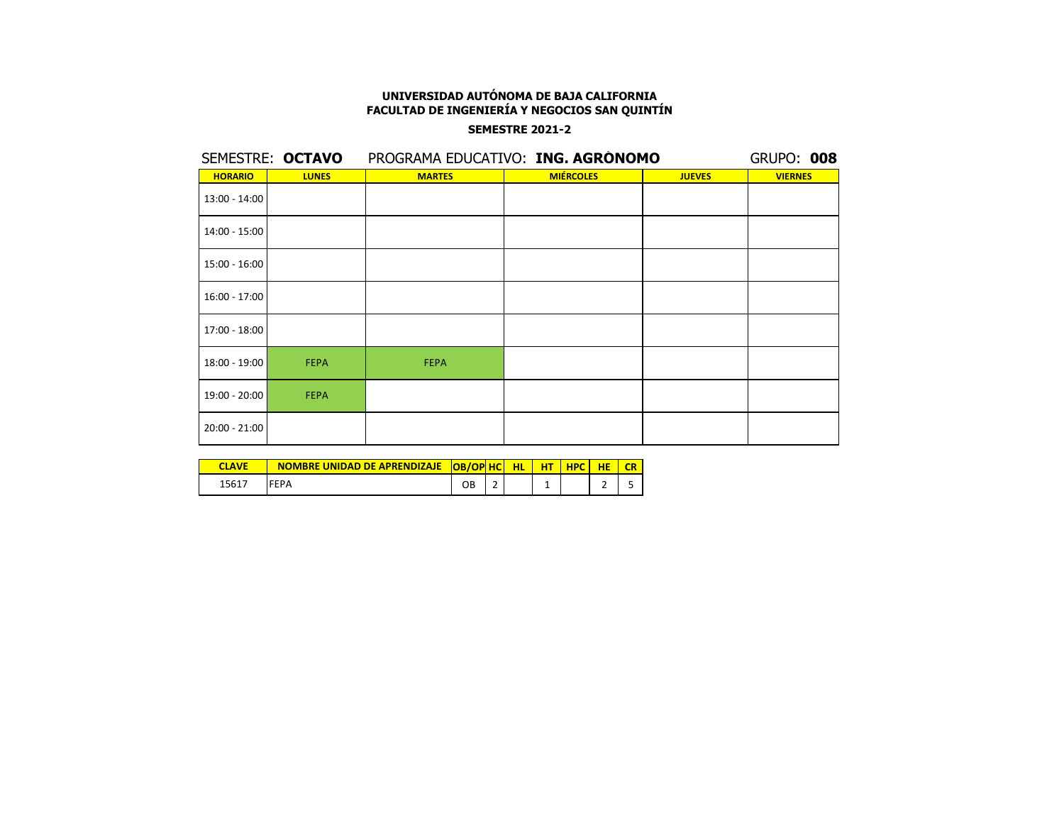**UNIVERSIDAD AUTÓNOMA DE BAJA CALIFORNIA**
**FACULTAD DE INGENIERÍA Y NEGOCIOS SAN QUINTÍN**

**SEMESTRE 2021-2**

SEMESTRE: **OCTAVO** PROGRAMA EDUCATIVO: **ING. AGRÒNOMO** GRUPO: **008**

| HORARIO | LUNES | MARTES | MIÉRCOLES | JUEVES | VIERNES |
|---|---|---|---|---|---|
| 13:00 - 14:00 | | | | | |
| 14:00 - 15:00 | | | | | |
| 15:00 - 16:00 | | | | | |
| 16:00 - 17:00 | | | | | |
| 17:00 - 18:00 | | | | | |
| 18:00 - 19:00 | FEPA | FEPA | | | |
| 19:00 - 20:00 | FEPA | | | | |
| 20:00 - 21:00 | | | | | |

| CLAVE | NOMBRE UNIDAD DE APRENDIZAJE | OB/OP | HC | HL | HT | HPC | HE | CR |
|---|---|---|---|---|---|---|---|---|
| 15617 | FEPA | OB | 2 | | 1 | | 2 | 5 |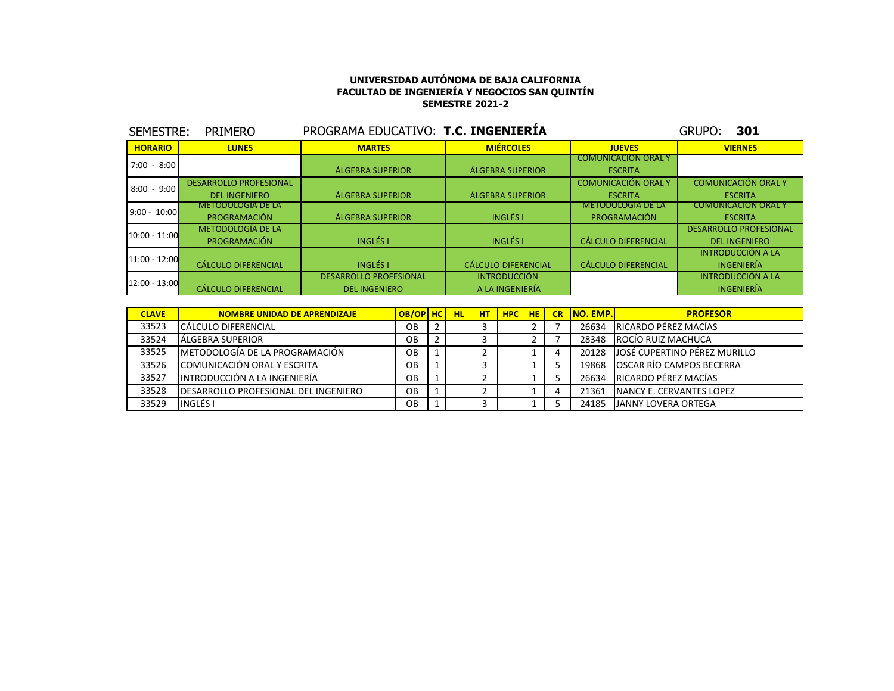**UNIVERSIDAD AUTÓNOMA DE BAJA CALIFORNIA**
**FACULTAD DE INGENIERÍA Y NEGOCIOS SAN QUINTÍN**
**SEMESTRE 2021-2**

SEMESTRE: PRIMERO | PROGRAMA EDUCATIVO: **T.C. INGENIERÍA** | GRUPO: **301**

| HORARIO | LUNES | MARTES | MIÉRCOLES | JUEVES | VIERNES |
|---|---|---|---|---|---|
| 7:00 - 8:00 | | ÁLGEBRA SUPERIOR | ÁLGEBRA SUPERIOR | COMUNICACIÓN ORAL Y ESCRITA | |
| 8:00 - 9:00 | DESARROLLO PROFESIONAL DEL INGENIERO | ÁLGEBRA SUPERIOR | ÁLGEBRA SUPERIOR | COMUNICACIÓN ORAL Y ESCRITA | COMUNICACIÓN ORAL Y ESCRITA |
| 9:00 - 10:00 | METODOLOGÍA DE LA PROGRAMACIÓN | ÁLGEBRA SUPERIOR | INGLÉS I | METODOLOGÍA DE LA PROGRAMACIÓN | COMUNICACIÓN ORAL Y ESCRITA |
| 10:00 - 11:00 | METODOLOGÍA DE LA PROGRAMACIÓN | INGLÉS I | INGLÉS I | CÁLCULO DIFERENCIAL | DESARROLLO PROFESIONAL DEL INGENIERO |
| 11:00 - 12:00 | CÁLCULO DIFERENCIAL | INGLÉS I | CÁLCULO DIFERENCIAL | CÁLCULO DIFERENCIAL | INTRODUCCIÓN A LA INGENIERÍA |
| 12:00 - 13:00 | CÁLCULO DIFERENCIAL | DESARROLLO PROFESIONAL DEL INGENIERO | INTRODUCCIÓN A LA INGENIERÍA | | INTRODUCCIÓN A LA INGENIERÍA |

| CLAVE | NOMBRE UNIDAD DE APRENDIZAJE | OB/OP | HC | HL | HT | HPC | HE | CR | NO. EMP. | PROFESOR |
|---|---|---|---|---|---|---|---|---|---|---|
| 33523 | CÁLCULO DIFERENCIAL | OB | 2 | | 3 | | 2 | 7 | 26634 | RICARDO PÉREZ MACÍAS |
| 33524 | ÁLGEBRA SUPERIOR | OB | 2 | | 3 | | 2 | 7 | 28348 | ROCÍO RUIZ MACHUCA |
| 33525 | METODOLOGÍA DE LA PROGRAMACIÓN | OB | 1 | | 2 | | 1 | 4 | 20128 | JOSÉ CUPERTINO PÉREZ MURILLO |
| 33526 | COMUNICACIÓN ORAL Y ESCRITA | OB | 1 | | 3 | | 1 | 5 | 19868 | OSCAR RÍO CAMPOS BECERRA |
| 33527 | INTRODUCCIÓN A LA INGENIERÍA | OB | 1 | | 2 | | 1 | 5 | 26634 | RICARDO PÉREZ MACÍAS |
| 33528 | DESARROLLO PROFESIONAL DEL INGENIERO | OB | 1 | | 2 | | 1 | 4 | 21361 | NANCY E. CERVANTES LOPEZ |
| 33529 | INGLÉS I | OB | 1 | | 3 | | 1 | 5 | 24185 | JANNY LOVERA ORTEGA |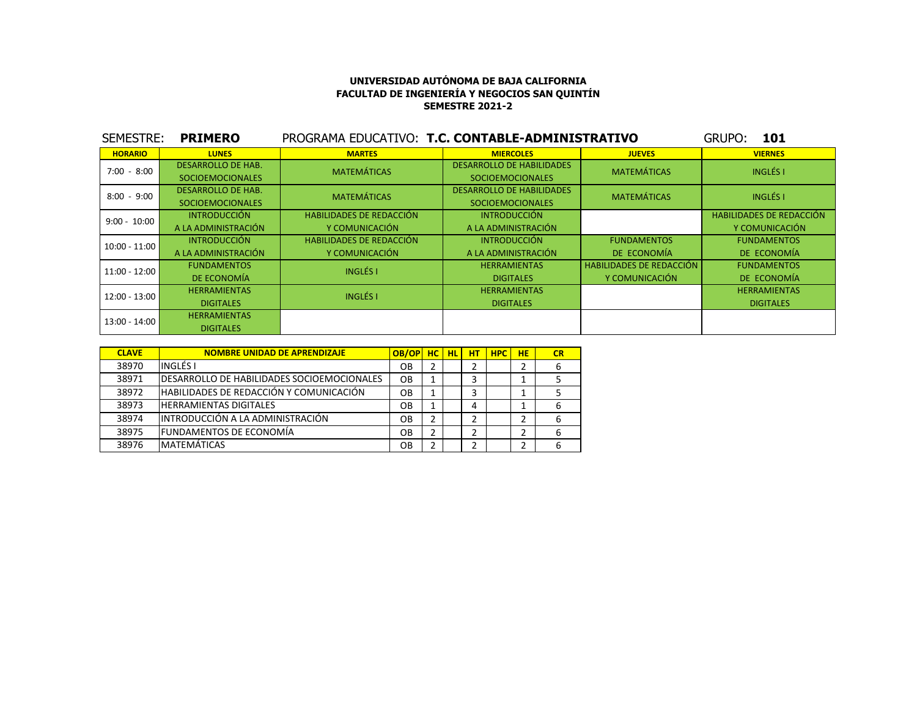**UNIVERSIDAD AUTÓNOMA DE BAJA CALIFORNIA**
**FACULTAD DE INGENIERÍA Y NEGOCIOS SAN QUINTÍN**
**SEMESTRE 2021-2**

SEMESTRE: **PRIMERO** PROGRAMA EDUCATIVO: **T.C. CONTABLE-ADMINISTRATIVO** GRUPO: **101**

| HORARIO | LUNES | MARTES | MIERCOLES | JUEVES | VIERNES |
|---|---|---|---|---|---|
| 7:00 - 8:00 | DESARROLLO DE HAB. SOCIOEMOCIONALES | MATEMÁTICAS | DESARROLLO DE HABILIDADES SOCIOEMOCIONALES | MATEMÁTICAS | INGLÉS I |
| 8:00 - 9:00 | DESARROLLO DE HAB. SOCIOEMOCIONALES | MATEMÁTICAS | DESARROLLO DE HABILIDADES SOCIOEMOCIONALES | MATEMÁTICAS | INGLÉS I |
| 9:00 - 10:00 | INTRODUCCIÓN A LA ADMINISTRACIÓN | HABILIDADES DE REDACCIÓN Y COMUNICACIÓN | INTRODUCCIÓN A LA ADMINISTRACIÓN | | HABILIDADES DE REDACCIÓN Y COMUNICACIÓN |
| 10:00 - 11:00 | INTRODUCCIÓN A LA ADMINISTRACIÓN | HABILIDADES DE REDACCIÓN Y COMUNICACIÓN | INTRODUCCIÓN A LA ADMINISTRACIÓN | FUNDAMENTOS DE ECONOMÍA | FUNDAMENTOS DE ECONOMÍA |
| 11:00 - 12:00 | FUNDAMENTOS DE ECONOMÍA | INGLÉS I | HERRAMIENTAS DIGITALES | HABILIDADES DE REDACCIÓN Y COMUNICACIÓN | FUNDAMENTOS DE ECONOMÍA |
| 12:00 - 13:00 | HERRAMIENTAS DIGITALES | INGLÉS I | HERRAMIENTAS DIGITALES | | HERRAMIENTAS DIGITALES |
| 13:00 - 14:00 | HERRAMIENTAS DIGITALES | | | | |

| CLAVE | NOMBRE UNIDAD DE APRENDIZAJE | OB/OP | HC | HL | HT | HPC | HE | CR |
|---|---|---|---|---|---|---|---|---|
| 38970 | INGLÉS I | OB | 2 | | 2 | | 2 | 6 |
| 38971 | DESARROLLO DE HABILIDADES SOCIOEMOCIONALES | OB | 1 | | 3 | | 1 | 5 |
| 38972 | HABILIDADES DE REDACCIÓN Y COMUNICACIÓN | OB | 1 | | 3 | | 1 | 5 |
| 38973 | HERRAMIENTAS DIGITALES | OB | 1 | | 4 | | 1 | 6 |
| 38974 | INTRODUCCIÓN A LA ADMINISTRACIÓN | OB | 2 | | 2 | | 2 | 6 |
| 38975 | FUNDAMENTOS DE ECONOMÍA | OB | 2 | | 2 | | 2 | 6 |
| 38976 | MATEMÁTICAS | OB | 2 | | 2 | | 2 | 6 |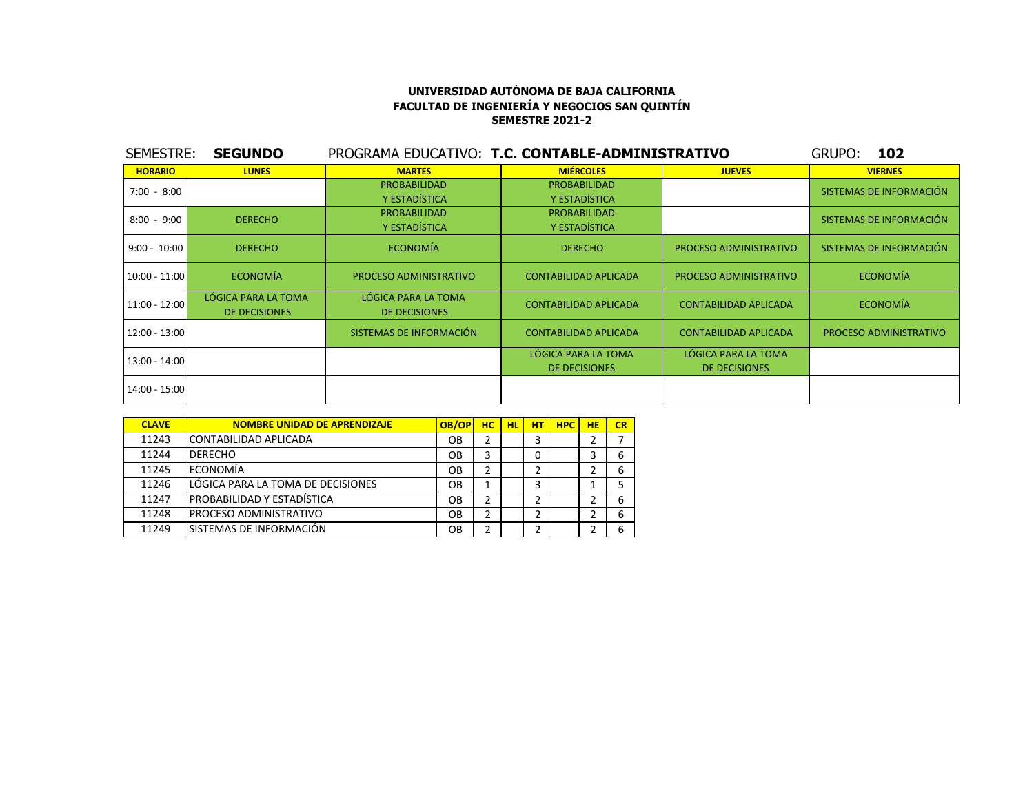**UNIVERSIDAD AUTÓNOMA DE BAJA CALIFORNIA**
**FACULTAD DE INGENIERÍA Y NEGOCIOS SAN QUINTÍN**
**SEMESTRE 2021-2**

SEMESTRE: **SEGUNDO** PROGRAMA EDUCATIVO: **T.C. CONTABLE-ADMINISTRATIVO** GRUPO: **102**

| HORARIO | LUNES | MARTES | MIÉRCOLES | JUEVES | VIERNES |
|---|---|---|---|---|---|
| 7:00 - 8:00 | | PROBABILIDAD Y ESTADÍSTICA | PROBABILIDAD Y ESTADÍSTICA | | SISTEMAS DE INFORMACIÓN |
| 8:00 - 9:00 | DERECHO | PROBABILIDAD Y ESTADÍSTICA | PROBABILIDAD Y ESTADÍSTICA | | SISTEMAS DE INFORMACIÓN |
| 9:00 - 10:00 | DERECHO | ECONOMÍA | DERECHO | PROCESO ADMINISTRATIVO | SISTEMAS DE INFORMACIÓN |
| 10:00 - 11:00 | ECONOMÍA | PROCESO ADMINISTRATIVO | CONTABILIDAD APLICADA | PROCESO ADMINISTRATIVO | ECONOMÍA |
| 11:00 - 12:00 | LÓGICA PARA LA TOMA DE DECISIONES | LÓGICA PARA LA TOMA DE DECISIONES | CONTABILIDAD APLICADA | CONTABILIDAD APLICADA | ECONOMÍA |
| 12:00 - 13:00 | | SISTEMAS DE INFORMACIÓN | CONTABILIDAD APLICADA | CONTABILIDAD APLICADA | PROCESO ADMINISTRATIVO |
| 13:00 - 14:00 | | | LÓGICA PARA LA TOMA DE DECISIONES | LÓGICA PARA LA TOMA DE DECISIONES | |
| 14:00 - 15:00 | | | | | |

| CLAVE | NOMBRE UNIDAD DE APRENDIZAJE | OB/OP | HC | HL | HT | HPC | HE | CR |
|---|---|---|---|---|---|---|---|---|
| 11243 | CONTABILIDAD APLICADA | OB | 2 | | 3 | | 2 | 7 |
| 11244 | DERECHO | OB | 3 | | 0 | | 3 | 6 |
| 11245 | ECONOMÍA | OB | 2 | | 2 | | 2 | 6 |
| 11246 | LÓGICA PARA LA TOMA DE DECISIONES | OB | 1 | | 3 | | 1 | 5 |
| 11247 | PROBABILIDAD Y ESTADÍSTICA | OB | 2 | | 2 | | 2 | 6 |
| 11248 | PROCESO ADMINISTRATIVO | OB | 2 | | 2 | | 2 | 6 |
| 11249 | SISTEMAS DE INFORMACIÓN | OB | 2 | | 2 | | 2 | 6 |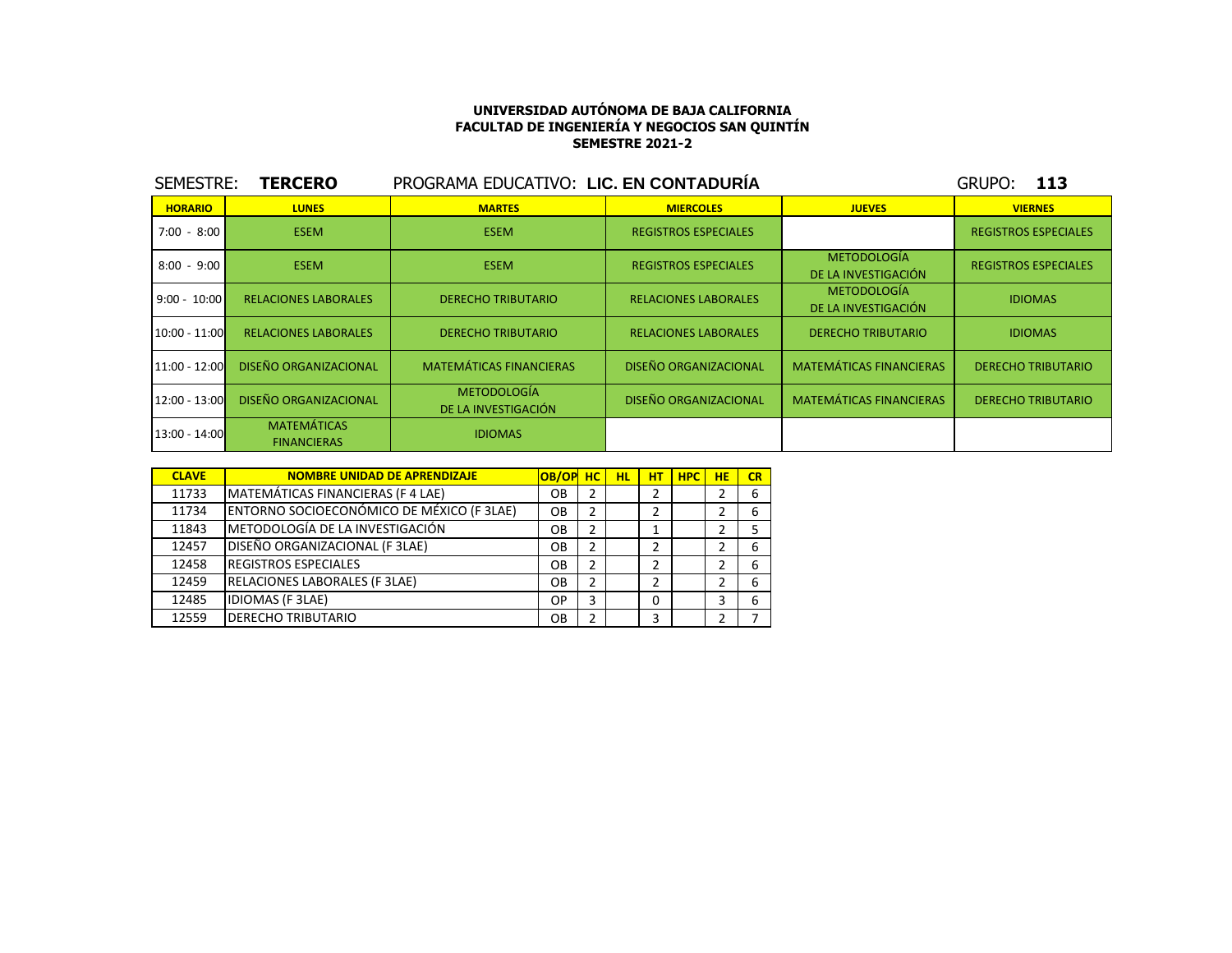**UNIVERSIDAD AUTÓNOMA DE BAJA CALIFORNIA**
**FACULTAD DE INGENIERÍA Y NEGOCIOS SAN QUINTÍN**
**SEMESTRE 2021-2**

SEMESTRE: **TERCERO** PROGRAMA EDUCATIVO: **LIC. EN CONTADURÍA** GRUPO: **113**

| HORARIO | LUNES | MARTES | MIERCOLES | JUEVES | VIERNES |
|---|---|---|---|---|---|
| 7:00 - 8:00 | ESEM | ESEM | REGISTROS ESPECIALES | | REGISTROS ESPECIALES |
| 8:00 - 9:00 | ESEM | ESEM | REGISTROS ESPECIALES | METODOLOGÍA DE LA INVESTIGACIÓN | REGISTROS ESPECIALES |
| 9:00 - 10:00 | RELACIONES LABORALES | DERECHO TRIBUTARIO | RELACIONES LABORALES | METODOLOGÍA DE LA INVESTIGACIÓN | IDIOMAS |
| 10:00 - 11:00 | RELACIONES LABORALES | DERECHO TRIBUTARIO | RELACIONES LABORALES | DERECHO TRIBUTARIO | IDIOMAS |
| 11:00 - 12:00 | DISEÑO ORGANIZACIONAL | MATEMÁTICAS FINANCIERAS | DISEÑO ORGANIZACIONAL | MATEMÁTICAS FINANCIERAS | DERECHO TRIBUTARIO |
| 12:00 - 13:00 | DISEÑO ORGANIZACIONAL | METODOLOGÍA DE LA INVESTIGACIÓN | DISEÑO ORGANIZACIONAL | MATEMÁTICAS FINANCIERAS | DERECHO TRIBUTARIO |
| 13:00 - 14:00 | MATEMÁTICAS FINANCIERAS | IDIOMAS | | | |

| CLAVE | NOMBRE UNIDAD DE APRENDIZAJE | OB/OP | HC | HL | HT | HPC | HE | CR |
|---|---|---|---|---|---|---|---|---|
| 11733 | MATEMÁTICAS FINANCIERAS (F 4 LAE) | OB | 2 | | 2 | | 2 | 6 |
| 11734 | ENTORNO SOCIOECONÓMICO DE MÉXICO (F 3LAE) | OB | 2 | | 2 | | 2 | 6 |
| 11843 | METODOLOGÍA DE LA INVESTIGACIÓN | OB | 2 | | 1 | | 2 | 5 |
| 12457 | DISEÑO ORGANIZACIONAL (F 3LAE) | OB | 2 | | 2 | | 2 | 6 |
| 12458 | REGISTROS ESPECIALES | OB | 2 | | 2 | | 2 | 6 |
| 12459 | RELACIONES LABORALES (F 3LAE) | OB | 2 | | 2 | | 2 | 6 |
| 12485 | IDIOMAS (F 3LAE) | OP | 3 | | 0 | | 3 | 6 |
| 12559 | DERECHO TRIBUTARIO | OB | 2 | | 3 | | 2 | 7 |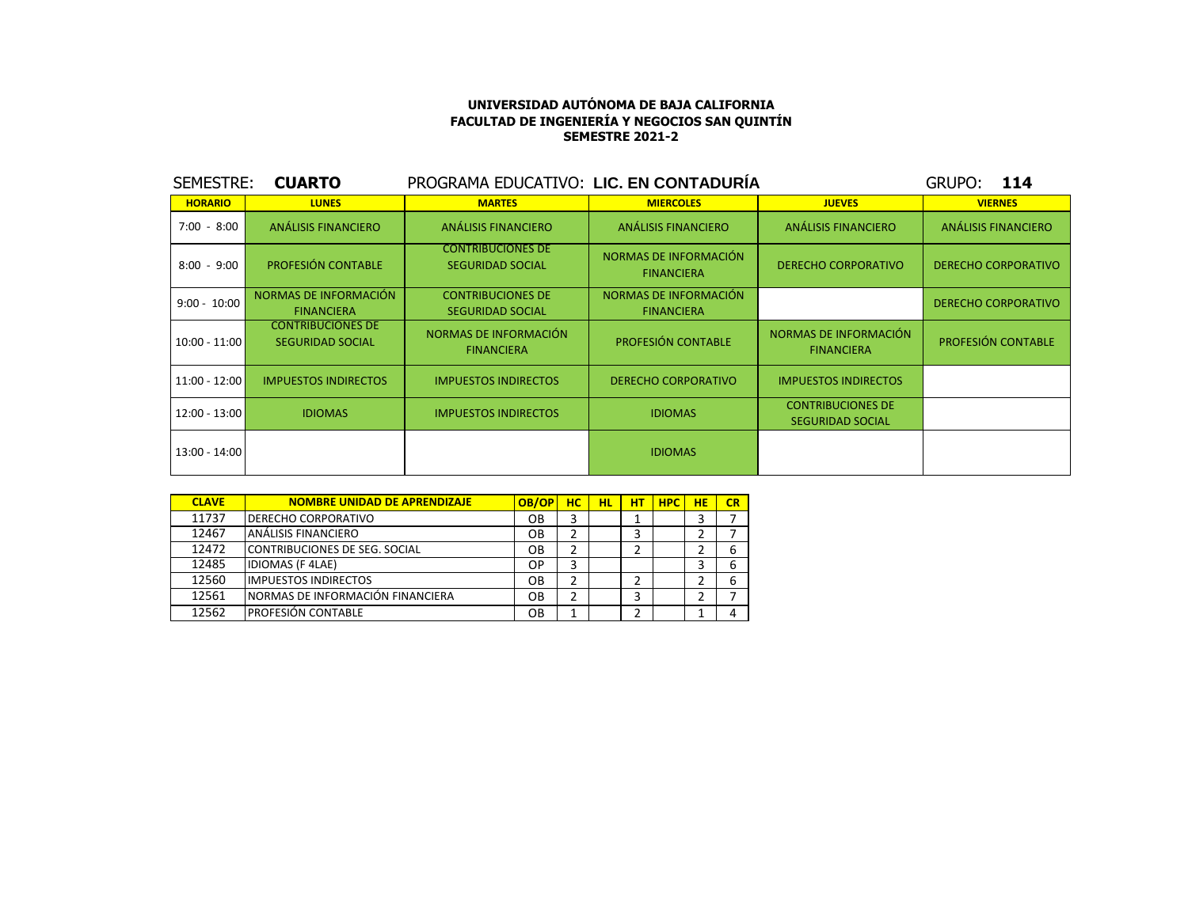**UNIVERSIDAD AUTÓNOMA DE BAJA CALIFORNIA**
**FACULTAD DE INGENIERÍA Y NEGOCIOS SAN QUINTÍN**
**SEMESTRE 2021-2**

SEMESTRE: **CUARTO** PROGRAMA EDUCATIVO: **LIC. EN CONTADURÍA** GRUPO: **114**

| HORARIO | LUNES | MARTES | MIERCOLES | JUEVES | VIERNES |
|---|---|---|---|---|---|
| 7:00 - 8:00 | ANÁLISIS FINANCIERO | ANÁLISIS FINANCIERO | ANÁLISIS FINANCIERO | ANÁLISIS FINANCIERO | ANÁLISIS FINANCIERO |
| 8:00 - 9:00 | PROFESIÓN CONTABLE | CONTRIBUCIONES DE SEGURIDAD SOCIAL | NORMAS DE INFORMACIÓN FINANCIERA | DERECHO CORPORATIVO | DERECHO CORPORATIVO |
| 9:00 - 10:00 | NORMAS DE INFORMACIÓN FINANCIERA | CONTRIBUCIONES DE SEGURIDAD SOCIAL | NORMAS DE INFORMACIÓN FINANCIERA | | DERECHO CORPORATIVO |
| 10:00 - 11:00 | CONTRIBUCIONES DE SEGURIDAD SOCIAL | NORMAS DE INFORMACIÓN FINANCIERA | PROFESIÓN CONTABLE | NORMAS DE INFORMACIÓN FINANCIERA | PROFESIÓN CONTABLE |
| 11:00 - 12:00 | IMPUESTOS INDIRECTOS | IMPUESTOS INDIRECTOS | DERECHO CORPORATIVO | IMPUESTOS INDIRECTOS | |
| 12:00 - 13:00 | IDIOMAS | IMPUESTOS INDIRECTOS | IDIOMAS | CONTRIBUCIONES DE SEGURIDAD SOCIAL | |
| 13:00 - 14:00 | | | IDIOMAS | | |

| CLAVE | NOMBRE UNIDAD DE APRENDIZAJE | OB/OP | HC | HL | HT | HPC | HE | CR |
|---|---|---|---|---|---|---|---|---|
| 11737 | DERECHO CORPORATIVO | OB | 3 | | 1 | | 3 | 7 |
| 12467 | ANÁLISIS FINANCIERO | OB | 2 | | 3 | | 2 | 7 |
| 12472 | CONTRIBUCIONES DE SEG. SOCIAL | OB | 2 | | 2 | | 2 | 6 |
| 12485 | IDIOMAS (F 4LAE) | OP | 3 | | | | 3 | 6 |
| 12560 | IMPUESTOS INDIRECTOS | OB | 2 | | 2 | | 2 | 6 |
| 12561 | NORMAS DE INFORMACIÓN FINANCIERA | OB | 2 | | 3 | | 2 | 7 |
| 12562 | PROFESIÓN CONTABLE | OB | 1 | | 2 | | 1 | 4 |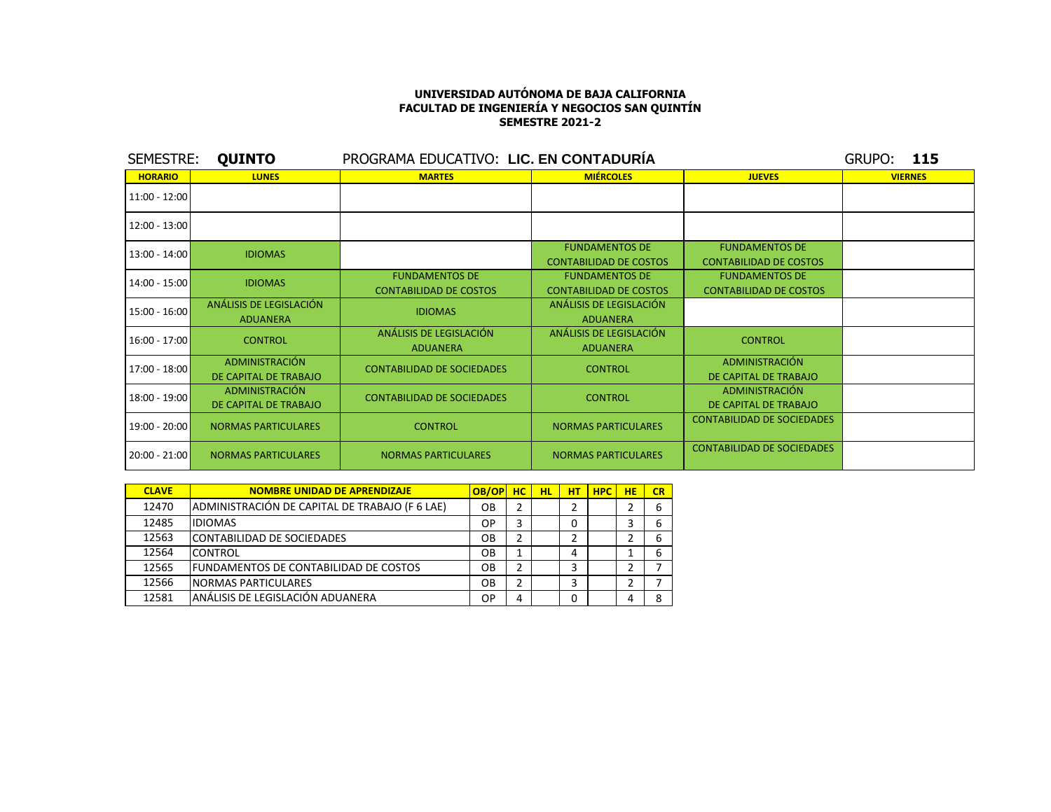**UNIVERSIDAD AUTÓNOMA DE BAJA CALIFORNIA**
**FACULTAD DE INGENIERÍA Y NEGOCIOS SAN QUINTÍN**
**SEMESTRE 2021-2**

SEMESTRE: **QUINTO** PROGRAMA EDUCATIVO: **LIC. EN CONTADURÍA** GRUPO: **115**

| HORARIO | LUNES | MARTES | MIÉRCOLES | JUEVES | VIERNES |
|---|---|---|---|---|---|
| 11:00 - 12:00 | | | | | |
| 12:00 - 13:00 | | | | | |
| 13:00 - 14:00 | IDIOMAS | | FUNDAMENTOS DE CONTABILIDAD DE COSTOS | FUNDAMENTOS DE CONTABILIDAD DE COSTOS | |
| 14:00 - 15:00 | IDIOMAS | FUNDAMENTOS DE CONTABILIDAD DE COSTOS | FUNDAMENTOS DE CONTABILIDAD DE COSTOS | FUNDAMENTOS DE CONTABILIDAD DE COSTOS | |
| 15:00 - 16:00 | ANÁLISIS DE LEGISLACIÓN ADUANERA | IDIOMAS | ANÁLISIS DE LEGISLACIÓN ADUANERA | | |
| 16:00 - 17:00 | CONTROL | ANÁLISIS DE LEGISLACIÓN ADUANERA | ANÁLISIS DE LEGISLACIÓN ADUANERA | CONTROL | |
| 17:00 - 18:00 | ADMINISTRACIÓN DE CAPITAL DE TRABAJO | CONTABILIDAD DE SOCIEDADES | CONTROL | ADMINISTRACIÓN DE CAPITAL DE TRABAJO | |
| 18:00 - 19:00 | ADMINISTRACIÓN DE CAPITAL DE TRABAJO | CONTABILIDAD DE SOCIEDADES | CONTROL | ADMINISTRACIÓN DE CAPITAL DE TRABAJO | |
| 19:00 - 20:00 | NORMAS PARTICULARES | CONTROL | NORMAS PARTICULARES | CONTABILIDAD DE SOCIEDADES | |
| 20:00 - 21:00 | NORMAS PARTICULARES | NORMAS PARTICULARES | NORMAS PARTICULARES | CONTABILIDAD DE SOCIEDADES | |

| CLAVE | NOMBRE UNIDAD DE APRENDIZAJE | OB/OP | HC | HL | HT | HPC | HE | CR |
|---|---|---|---|---|---|---|---|---|
| 12470 | ADMINISTRACIÓN DE CAPITAL DE TRABAJO (F 6 LAE) | OB | 2 | | 2 | | 2 | 6 |
| 12485 | IDIOMAS | OP | 3 | | 0 | | 3 | 6 |
| 12563 | CONTABILIDAD DE SOCIEDADES | OB | 2 | | 2 | | 2 | 6 |
| 12564 | CONTROL | OB | 1 | | 4 | | 1 | 6 |
| 12565 | FUNDAMENTOS DE CONTABILIDAD DE COSTOS | OB | 2 | | 3 | | 2 | 7 |
| 12566 | NORMAS PARTICULARES | OB | 2 | | 3 | | 2 | 7 |
| 12581 | ANÁLISIS DE LEGISLACIÓN ADUANERA | OP | 4 | | 0 | | 4 | 8 |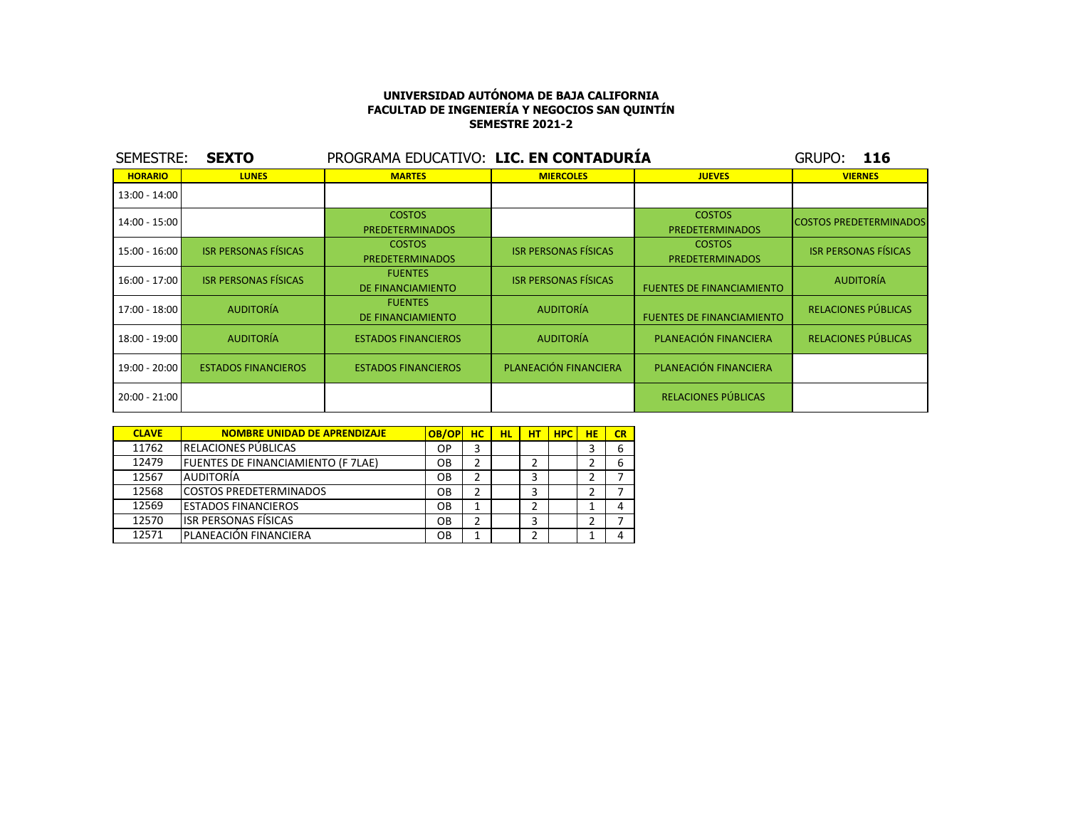**UNIVERSIDAD AUTÓNOMA DE BAJA CALIFORNIA**
**FACULTAD DE INGENIERÍA Y NEGOCIOS SAN QUINTÍN**
**SEMESTRE 2021-2**

SEMESTRE: **SEXTO** PROGRAMA EDUCATIVO: **LIC. EN CONTADURÍA** GRUPO: **116**

| HORARIO | LUNES | MARTES | MIERCOLES | JUEVES | VIERNES |
|---|---|---|---|---|---|
| 13:00 - 14:00 | | | | | |
| 14:00 - 15:00 | | COSTOS PREDETERMINADOS | | COSTOS PREDETERMINADOS | COSTOS PREDETERMINADOS |
| 15:00 - 16:00 | ISR PERSONAS FÍSICAS | COSTOS PREDETERMINADOS | ISR PERSONAS FÍSICAS | COSTOS PREDETERMINADOS | ISR PERSONAS FÍSICAS |
| 16:00 - 17:00 | ISR PERSONAS FÍSICAS | FUENTES DE FINANCIAMIENTO | ISR PERSONAS FÍSICAS | FUENTES DE FINANCIAMIENTO | AUDITORÍA |
| 17:00 - 18:00 | AUDITORÍA | FUENTES DE FINANCIAMIENTO | AUDITORÍA | FUENTES DE FINANCIAMIENTO | RELACIONES PÚBLICAS |
| 18:00 - 19:00 | AUDITORÍA | ESTADOS FINANCIEROS | AUDITORÍA | PLANEACIÓN FINANCIERA | RELACIONES PÚBLICAS |
| 19:00 - 20:00 | ESTADOS FINANCIEROS | ESTADOS FINANCIEROS | PLANEACIÓN FINANCIERA | PLANEACIÓN FINANCIERA | |
| 20:00 - 21:00 | | | | RELACIONES PÚBLICAS | |

| CLAVE | NOMBRE UNIDAD DE APRENDIZAJE | OB/OP | HC | HL | HT | HPC | HE | CR |
|---|---|---|---|---|---|---|---|---|
| 11762 | RELACIONES PÚBLICAS | OP | 3 | | | | 3 | 6 |
| 12479 | FUENTES DE FINANCIAMIENTO (F 7LAE) | OB | 2 | | 2 | | 2 | 6 |
| 12567 | AUDITORÍA | OB | 2 | | 3 | | 2 | 7 |
| 12568 | COSTOS PREDETERMINADOS | OB | 2 | | 3 | | 2 | 7 |
| 12569 | ESTADOS FINANCIEROS | OB | 1 | | 2 | | 1 | 4 |
| 12570 | ISR PERSONAS FÍSICAS | OB | 2 | | 3 | | 2 | 7 |
| 12571 | PLANEACIÓN FINANCIERA | OB | 1 | | 2 | | 1 | 4 |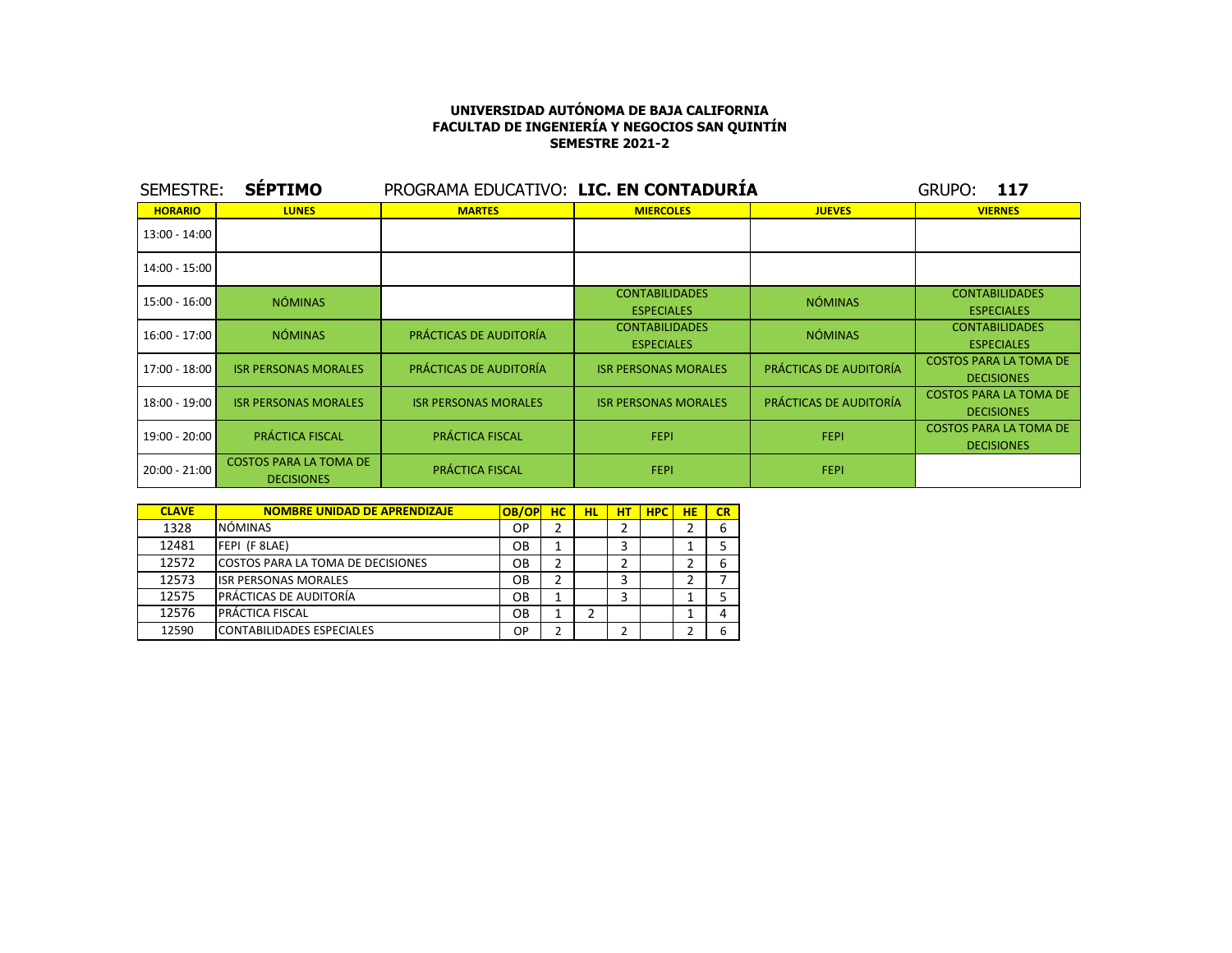**UNIVERSIDAD AUTÓNOMA DE BAJA CALIFORNIA**
**FACULTAD DE INGENIERÍA Y NEGOCIOS SAN QUINTÍN**
**SEMESTRE 2021-2**

SEMESTRE: **SÉPTIMO** PROGRAMA EDUCATIVO: **LIC. EN CONTADURÍA** GRUPO: **117**

| HORARIO | LUNES | MARTES | MIERCOLES | JUEVES | VIERNES |
|---|---|---|---|---|---|
| 13:00 - 14:00 | | | | | |
| 14:00 - 15:00 | | | | | |
| 15:00 - 16:00 | NÓMINAS | | CONTABILIDADES ESPECIALES | NÓMINAS | CONTABILIDADES ESPECIALES |
| 16:00 - 17:00 | NÓMINAS | PRÁCTICAS DE AUDITORÍA | CONTABILIDADES ESPECIALES | NÓMINAS | CONTABILIDADES ESPECIALES |
| 17:00 - 18:00 | ISR PERSONAS MORALES | PRÁCTICAS DE AUDITORÍA | ISR PERSONAS MORALES | PRÁCTICAS DE AUDITORÍA | COSTOS PARA LA TOMA DE DECISIONES |
| 18:00 - 19:00 | ISR PERSONAS MORALES | ISR PERSONAS MORALES | ISR PERSONAS MORALES | PRÁCTICAS DE AUDITORÍA | COSTOS PARA LA TOMA DE DECISIONES |
| 19:00 - 20:00 | PRÁCTICA FISCAL | PRÁCTICA FISCAL | FEPI | FEPI | COSTOS PARA LA TOMA DE DECISIONES |
| 20:00 - 21:00 | COSTOS PARA LA TOMA DE DECISIONES | PRÁCTICA FISCAL | FEPI | FEPI | |

| CLAVE | NOMBRE UNIDAD DE APRENDIZAJE | OB/OP | HC | HL | HT | HPC | HE | CR |
|---|---|---|---|---|---|---|---|---|
| 1328 | NÓMINAS | OP | 2 | | 2 | | 2 | 6 |
| 12481 | FEPI (F 8LAE) | OB | 1 | | 3 | | 1 | 5 |
| 12572 | COSTOS PARA LA TOMA DE DECISIONES | OB | 2 | | 2 | | 2 | 6 |
| 12573 | ISR PERSONAS MORALES | OB | 2 | | 3 | | 2 | 7 |
| 12575 | PRÁCTICAS DE AUDITORÍA | OB | 1 | | 3 | | 1 | 5 |
| 12576 | PRÁCTICA FISCAL | OB | 1 | 2 | | | 1 | 4 |
| 12590 | CONTABILIDADES ESPECIALES | OP | 2 | | 2 | | 2 | 6 |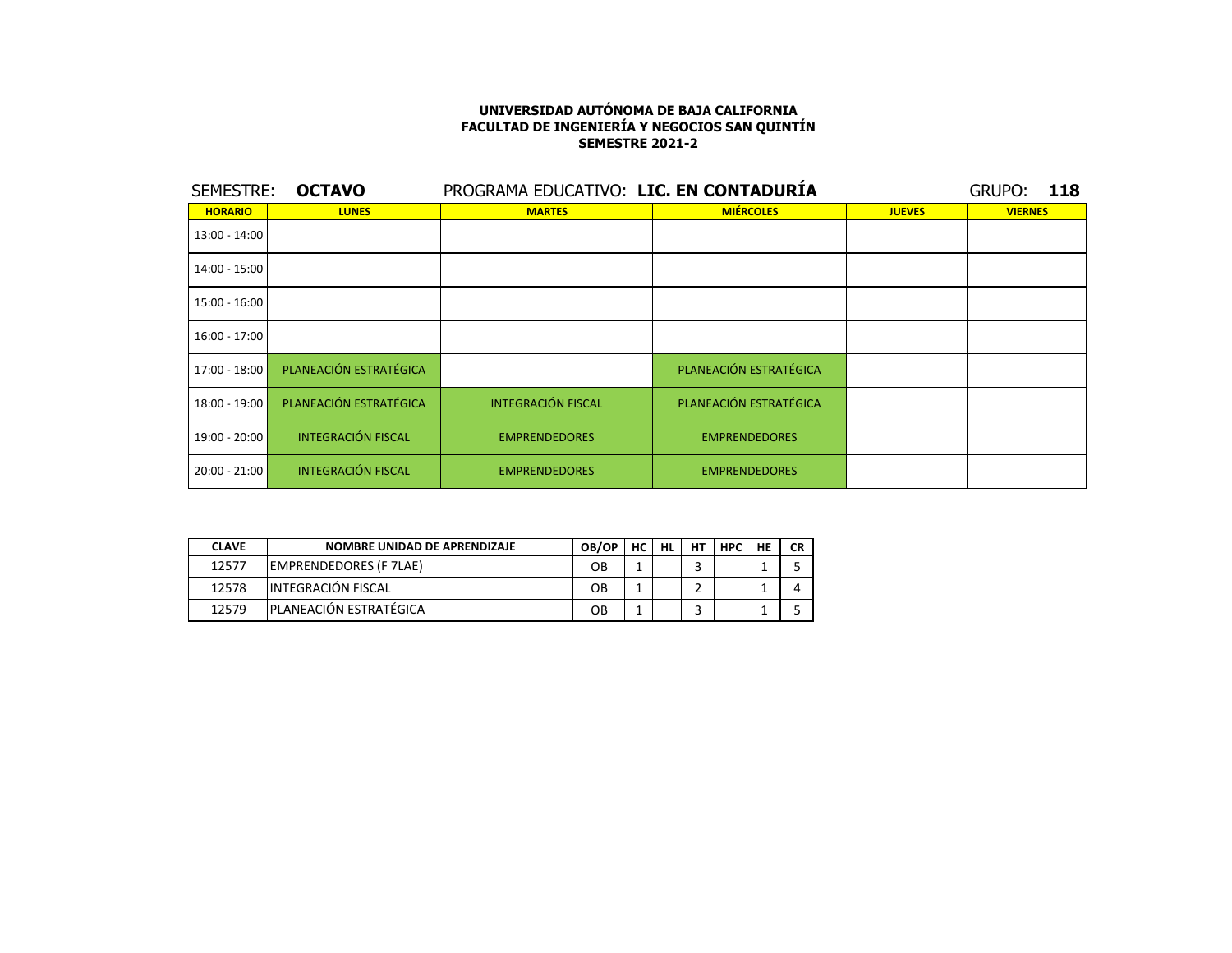**UNIVERSIDAD AUTÓNOMA DE BAJA CALIFORNIA**
**FACULTAD DE INGENIERÍA Y NEGOCIOS SAN QUINTÍN**
**SEMESTRE 2021-2**

SEMESTRE: **OCTAVO** PROGRAMA EDUCATIVO: **LIC. EN CONTADURÍA** GRUPO: **118**

| HORARIO | LUNES | MARTES | MIÉRCOLES | JUEVES | VIERNES |
|---|---|---|---|---|---|
| 13:00 - 14:00 | | | | | |
| 14:00 - 15:00 | | | | | |
| 15:00 - 16:00 | | | | | |
| 16:00 - 17:00 | | | | | |
| 17:00 - 18:00 | PLANEACIÓN ESTRATÉGICA | | PLANEACIÓN ESTRATÉGICA | | |
| 18:00 - 19:00 | PLANEACIÓN ESTRATÉGICA | INTEGRACIÓN FISCAL | PLANEACIÓN ESTRATÉGICA | | |
| 19:00 - 20:00 | INTEGRACIÓN FISCAL | EMPRENDEDORES | EMPRENDEDORES | | |
| 20:00 - 21:00 | INTEGRACIÓN FISCAL | EMPRENDEDORES | EMPRENDEDORES | | |

| CLAVE | NOMBRE UNIDAD DE APRENDIZAJE | OB/OP | HC | HL | HT | HPC | HE | CR |
|---|---|---|---|---|---|---|---|---|
| 12577 | EMPRENDEDORES (F 7LAE) | OB | 1 | | 3 | | 1 | 5 |
| 12578 | INTEGRACIÓN FISCAL | OB | 1 | | 2 | | 1 | 4 |
| 12579 | PLANEACIÓN ESTRATÉGICA | OB | 1 | | 3 | | 1 | 5 |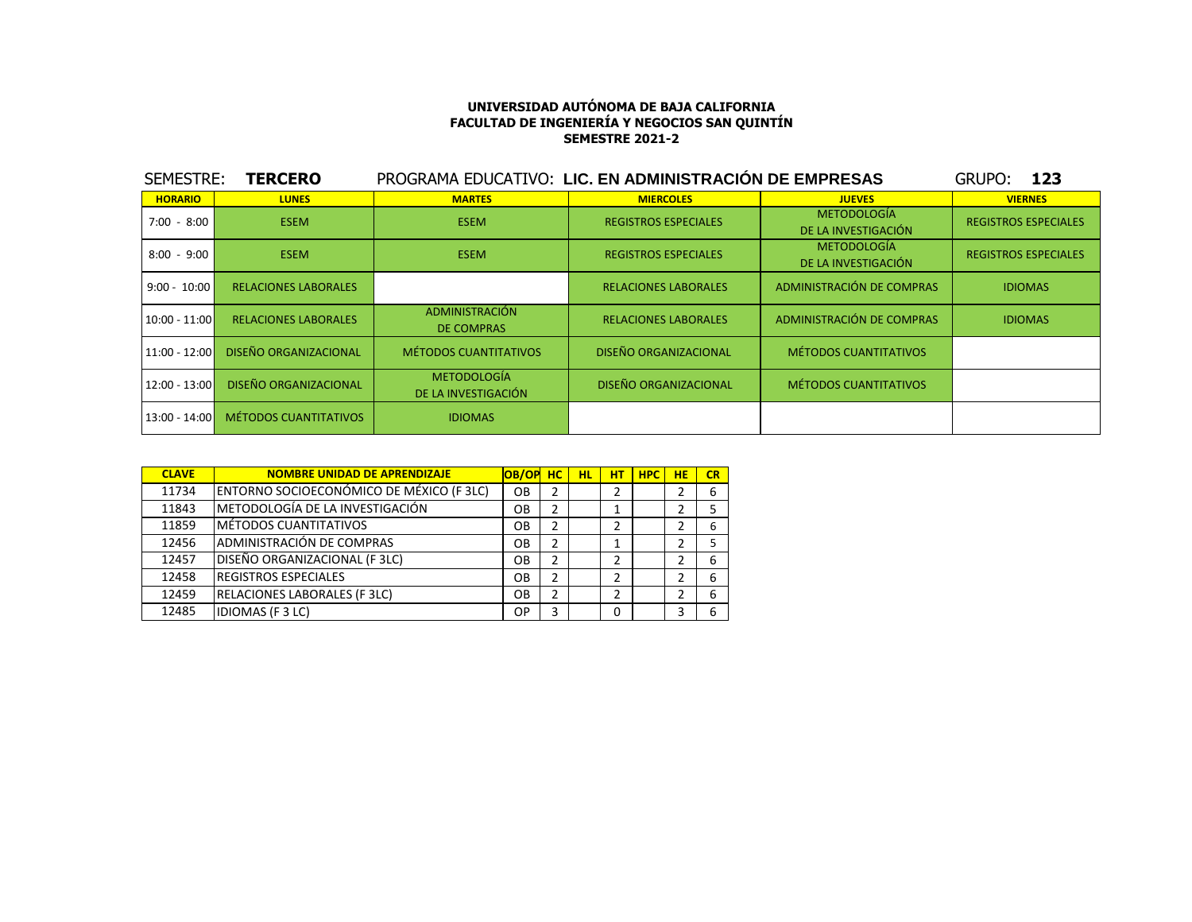**UNIVERSIDAD AUTÓNOMA DE BAJA CALIFORNIA**
**FACULTAD DE INGENIERÍA Y NEGOCIOS SAN QUINTÍN**
**SEMESTRE 2021-2**

SEMESTRE: **TERCERO** PROGRAMA EDUCATIVO: **LIC. EN ADMINISTRACIÓN DE EMPRESAS** GRUPO: **123**

| HORARIO | LUNES | MARTES | MIERCOLES | JUEVES | VIERNES |
|---|---|---|---|---|---|
| 7:00 - 8:00 | ESEM | ESEM | REGISTROS ESPECIALES | METODOLOGÍA DE LA INVESTIGACIÓN | REGISTROS ESPECIALES |
| 8:00 - 9:00 | ESEM | ESEM | REGISTROS ESPECIALES | METODOLOGÍA DE LA INVESTIGACIÓN | REGISTROS ESPECIALES |
| 9:00 - 10:00 | RELACIONES LABORALES | | RELACIONES LABORALES | ADMINISTRACIÓN DE COMPRAS | IDIOMAS |
| 10:00 - 11:00 | RELACIONES LABORALES | ADMINISTRACIÓN DE COMPRAS | RELACIONES LABORALES | ADMINISTRACIÓN DE COMPRAS | IDIOMAS |
| 11:00 - 12:00 | DISEÑO ORGANIZACIONAL | MÉTODOS CUANTITATIVOS | DISEÑO ORGANIZACIONAL | MÉTODOS CUANTITATIVOS | |
| 12:00 - 13:00 | DISEÑO ORGANIZACIONAL | METODOLOGÍA DE LA INVESTIGACIÓN | DISEÑO ORGANIZACIONAL | MÉTODOS CUANTITATIVOS | |
| 13:00 - 14:00 | MÉTODOS CUANTITATIVOS | IDIOMAS | | | |

| CLAVE | NOMBRE UNIDAD DE APRENDIZAJE | OB/OP | HC | HL | HT | HPC | HE | CR |
|---|---|---|---|---|---|---|---|---|
| 11734 | ENTORNO SOCIOECONÓMICO DE MÉXICO (F 3LC) | OB | 2 | | 2 | | 2 | 6 |
| 11843 | METODOLOGÍA DE LA INVESTIGACIÓN | OB | 2 | | 1 | | 2 | 5 |
| 11859 | MÉTODOS CUANTITATIVOS | OB | 2 | | 2 | | 2 | 6 |
| 12456 | ADMINISTRACIÓN DE COMPRAS | OB | 2 | | 1 | | 2 | 5 |
| 12457 | DISEÑO ORGANIZACIONAL (F 3LC) | OB | 2 | | 2 | | 2 | 6 |
| 12458 | REGISTROS ESPECIALES | OB | 2 | | 2 | | 2 | 6 |
| 12459 | RELACIONES LABORALES (F 3LC) | OB | 2 | | 2 | | 2 | 6 |
| 12485 | IDIOMAS (F 3 LC) | OP | 3 | | 0 | | 3 | 6 |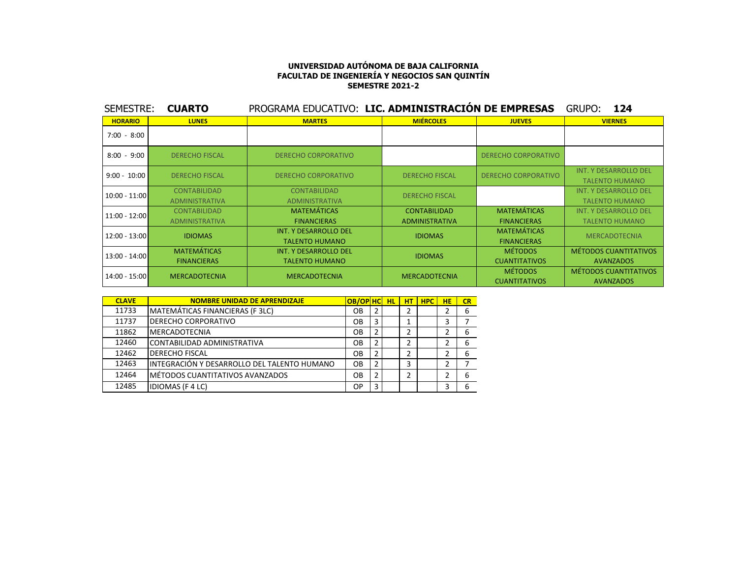**UNIVERSIDAD AUTÓNOMA DE BAJA CALIFORNIA**
**FACULTAD DE INGENIERÍA Y NEGOCIOS SAN QUINTÍN**
**SEMESTRE 2021-2**

SEMESTRE: **CUARTO** PROGRAMA EDUCATIVO: **LIC. ADMINISTRACIÓN DE EMPRESAS** GRUPO: **124**

| HORARIO | LUNES | MARTES | MIÉRCOLES | JUEVES | VIERNES |
|---|---|---|---|---|---|
| 7:00 - 8:00 | | | | | |
| 8:00 - 9:00 | DERECHO FISCAL | DERECHO CORPORATIVO | | DERECHO CORPORATIVO | |
| 9:00 - 10:00 | DERECHO FISCAL | DERECHO CORPORATIVO | DERECHO FISCAL | DERECHO CORPORATIVO | INT. Y DESARROLLO DEL TALENTO HUMANO |
| 10:00 - 11:00 | CONTABILIDAD ADMINISTRATIVA | CONTABILIDAD ADMINISTRATIVA | DERECHO FISCAL | | INT. Y DESARROLLO DEL TALENTO HUMANO |
| 11:00 - 12:00 | CONTABILIDAD ADMINISTRATIVA | MATEMÁTICAS FINANCIERAS | CONTABILIDAD ADMINISTRATIVA | MATEMÁTICAS FINANCIERAS | INT. Y DESARROLLO DEL TALENTO HUMANO |
| 12:00 - 13:00 | IDIOMAS | INT. Y DESARROLLO DEL TALENTO HUMANO | IDIOMAS | MATEMÁTICAS FINANCIERAS | MERCADOTECNIA |
| 13:00 - 14:00 | MATEMÁTICAS FINANCIERAS | INT. Y DESARROLLO DEL TALENTO HUMANO | IDIOMAS | MÉTODOS CUANTITATIVOS | MÉTODOS CUANTITATIVOS AVANZADOS |
| 14:00 - 15:00 | MERCADOTECNIA | MERCADOTECNIA | MERCADOTECNIA | MÉTODOS CUANTITATIVOS | MÉTODOS CUANTITATIVOS AVANZADOS |

| CLAVE | NOMBRE UNIDAD DE APRENDIZAJE | OB/OP | HC | HL | HT | HPC | HE | CR |
|---|---|---|---|---|---|---|---|---|
| 11733 | MATEMÁTICAS FINANCIERAS (F 3LC) | OB | 2 | | 2 | | 2 | 6 |
| 11737 | DERECHO CORPORATIVO | OB | 3 | | 1 | | 3 | 7 |
| 11862 | MERCADOTECNIA | OB | 2 | | 2 | | 2 | 6 |
| 12460 | CONTABILIDAD ADMINISTRATIVA | OB | 2 | | 2 | | 2 | 6 |
| 12462 | DERECHO FISCAL | OB | 2 | | 2 | | 2 | 6 |
| 12463 | INTEGRACIÓN Y DESARROLLO DEL TALENTO HUMANO | OB | 2 | | 3 | | 2 | 7 |
| 12464 | MÉTODOS CUANTITATIVOS AVANZADOS | OB | 2 | | 2 | | 2 | 6 |
| 12485 | IDIOMAS (F 4 LC) | OP | 3 | | | | 3 | 6 |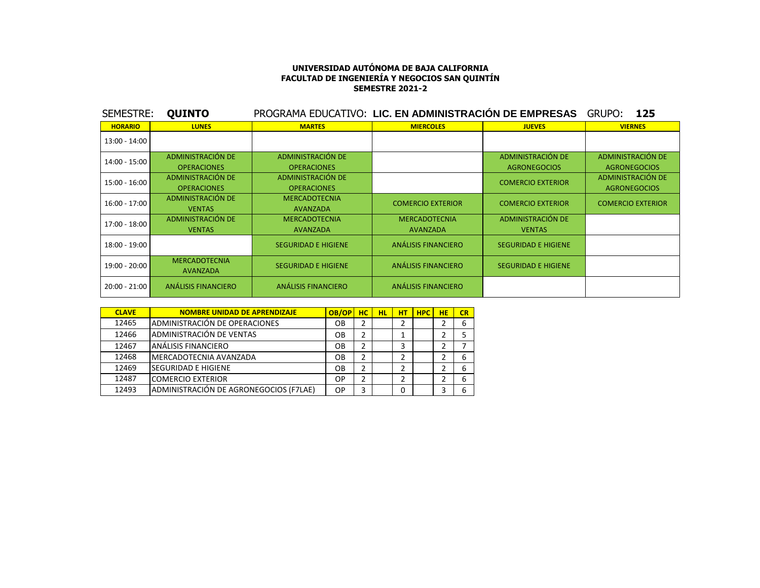**UNIVERSIDAD AUTÓNOMA DE BAJA CALIFORNIA**
**FACULTAD DE INGENIERÍA Y NEGOCIOS SAN QUINTÍN**
**SEMESTRE 2021-2**

SEMESTRE: **QUINTO** PROGRAMA EDUCATIVO: **LIC. EN ADMINISTRACIÓN DE EMPRESAS** GRUPO: **125**

| HORARIO | LUNES | MARTES | MIERCOLES | JUEVES | VIERNES |
|---|---|---|---|---|---|
| 13:00 - 14:00 | | | | | |
| 14:00 - 15:00 | ADMINISTRACIÓN DE OPERACIONES | ADMINISTRACIÓN DE OPERACIONES | | ADMINISTRACIÓN DE AGRONEGOCIOS | ADMINISTRACIÓN DE AGRONEGOCIOS |
| 15:00 - 16:00 | ADMINISTRACIÓN DE OPERACIONES | ADMINISTRACIÓN DE OPERACIONES | | COMERCIO EXTERIOR | ADMINISTRACIÓN DE AGRONEGOCIOS |
| 16:00 - 17:00 | ADMINISTRACIÓN DE VENTAS | MERCADOTECNIA AVANZADA | COMERCIO EXTERIOR | COMERCIO EXTERIOR | COMERCIO EXTERIOR |
| 17:00 - 18:00 | ADMINISTRACIÓN DE VENTAS | MERCADOTECNIA AVANZADA | MERCADOTECNIA AVANZADA | ADMINISTRACIÓN DE VENTAS | |
| 18:00 - 19:00 | | SEGURIDAD E HIGIENE | ANÁLISIS FINANCIERO | SEGURIDAD E HIGIENE | |
| 19:00 - 20:00 | MERCADOTECNIA AVANZADA | SEGURIDAD E HIGIENE | ANÁLISIS FINANCIERO | SEGURIDAD E HIGIENE | |
| 20:00 - 21:00 | ANÁLISIS FINANCIERO | ANÁLISIS FINANCIERO | ANÁLISIS FINANCIERO | | |

| CLAVE | NOMBRE UNIDAD DE APRENDIZAJE | OB/OP | HC | HL | HT | HPC | HE | CR |
|---|---|---|---|---|---|---|---|---|
| 12465 | ADMINISTRACIÓN DE OPERACIONES | OB | 2 | | 2 | | 2 | 6 |
| 12466 | ADMINISTRACIÓN DE VENTAS | OB | 2 | | 1 | | 2 | 5 |
| 12467 | ANÁLISIS FINANCIERO | OB | 2 | | 3 | | 2 | 7 |
| 12468 | MERCADOTECNIA AVANZADA | OB | 2 | | 2 | | 2 | 6 |
| 12469 | SEGURIDAD E HIGIENE | OB | 2 | | 2 | | 2 | 6 |
| 12487 | COMERCIO EXTERIOR | OP | 2 | | 2 | | 2 | 6 |
| 12493 | ADMINISTRACIÓN DE AGRONEGOCIOS (F7LAE) | OP | 3 | | 0 | | 3 | 6 |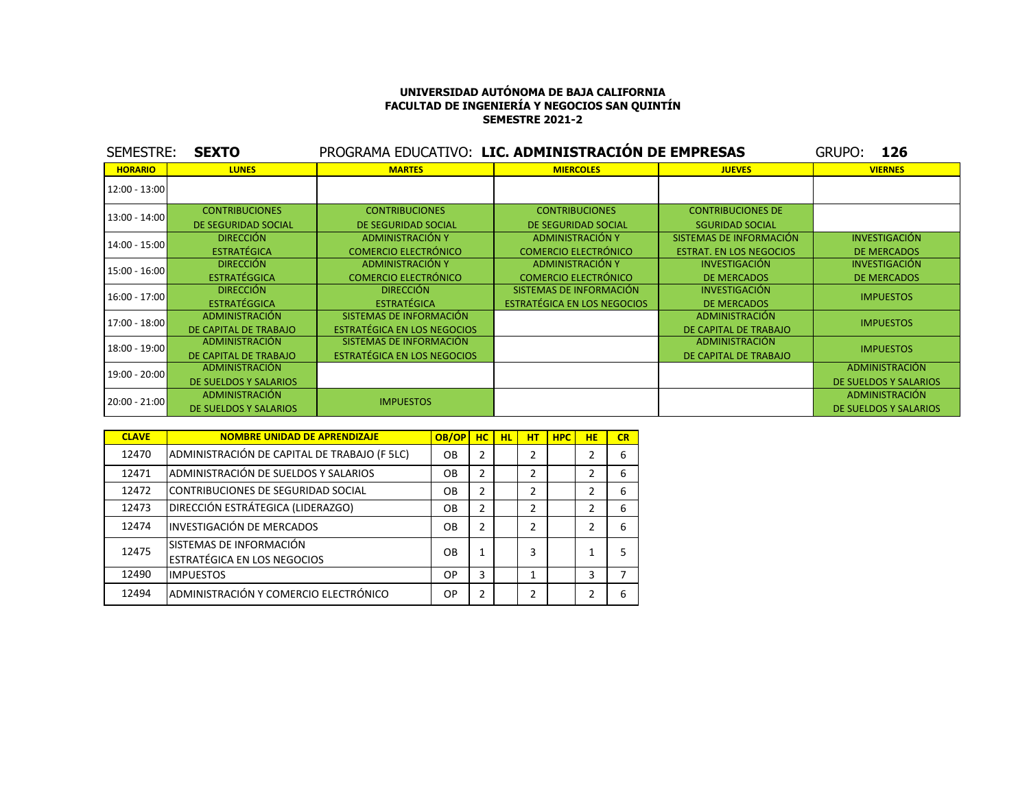**UNIVERSIDAD AUTÓNOMA DE BAJA CALIFORNIA**
**FACULTAD DE INGENIERÍA Y NEGOCIOS SAN QUINTÍN**
**SEMESTRE 2021-2**

SEMESTRE: **SEXTO** PROGRAMA EDUCATIVO: **LIC. ADMINISTRACIÓN DE EMPRESAS** GRUPO: **126**

| HORARIO | LUNES | MARTES | MIERCOLES | JUEVES | VIERNES |
|---|---|---|---|---|---|
| 12:00 - 13:00 | | | | | |
| 13:00 - 14:00 | CONTRIBUCIONES DE SEGURIDAD SOCIAL | CONTRIBUCIONES DE SEGURIDAD SOCIAL | CONTRIBUCIONES DE SEGURIDAD SOCIAL | CONTRIBUCIONES DE SGURIDAD SOCIAL | |
| 14:00 - 15:00 | DIRECCIÓN ESTRATÉGICA | ADMINISTRACIÓN Y COMERCIO ELECTRÓNICO | ADMINISTRACIÓN Y COMERCIO ELECTRÓNICO | SISTEMAS DE INFORMACIÓN ESTRAT. EN LOS NEGOCIOS | INVESTIGACIÓN DE MERCADOS |
| 15:00 - 16:00 | DIRECCIÓN ESTRATÉGGICA | ADMINISTRACIÓN Y COMERCIO ELECTRÓNICO | ADMINISTRACIÓN Y COMERCIO ELECTRÓNICO | INVESTIGACIÓN DE MERCADOS | INVESTIGACIÓN DE MERCADOS |
| 16:00 - 17:00 | DIRECCIÓN ESTRATÉGGICA | DIRECCIÓN ESTRATÉGICA | SISTEMAS DE INFORMACIÓN ESTRATÉGICA EN LOS NEGOCIOS | INVESTIGACIÓN DE MERCADOS | IMPUESTOS |
| 17:00 - 18:00 | ADMINISTRACIÓN DE CAPITAL DE TRABAJO | SISTEMAS DE INFORMACIÓN ESTRATÉGICA EN LOS NEGOCIOS | | ADMINISTRACIÓN DE CAPITAL DE TRABAJO | IMPUESTOS |
| 18:00 - 19:00 | ADMINISTRACIÓN DE CAPITAL DE TRABAJO | SISTEMAS DE INFORMACIÓN ESTRATÉGICA EN LOS NEGOCIOS | | ADMINISTRACIÓN DE CAPITAL DE TRABAJO | IMPUESTOS |
| 19:00 - 20:00 | ADMINISTRACIÓN DE SUELDOS Y SALARIOS | | | | ADMINISTRACIÓN DE SUELDOS Y SALARIOS |
| 20:00 - 21:00 | ADMINISTRACIÓN DE SUELDOS Y SALARIOS | IMPUESTOS | | | ADMINISTRACIÓN DE SUELDOS Y SALARIOS |

| CLAVE | NOMBRE UNIDAD DE APRENDIZAJE | OB/OP | HC | HL | HT | HPC | HE | CR |
|---|---|---|---|---|---|---|---|---|
| 12470 | ADMINISTRACIÓN DE CAPITAL DE TRABAJO (F 5LC) | OB | 2 | | 2 | | 2 | 6 |
| 12471 | ADMINISTRACIÓN DE SUELDOS Y SALARIOS | OB | 2 | | 2 | | 2 | 6 |
| 12472 | CONTRIBUCIONES DE SEGURIDAD SOCIAL | OB | 2 | | 2 | | 2 | 6 |
| 12473 | DIRECCIÓN ESTRÁTEGICA (LIDERAZGO) | OB | 2 | | 2 | | 2 | 6 |
| 12474 | INVESTIGACIÓN DE MERCADOS | OB | 2 | | 2 | | 2 | 6 |
| 12475 | SISTEMAS DE INFORMACIÓN ESTRATÉGICA EN LOS NEGOCIOS | OB | 1 | | 3 | | 1 | 5 |
| 12490 | IMPUESTOS | OP | 3 | | 1 | | 3 | 7 |
| 12494 | ADMINISTRACIÓN Y COMERCIO ELECTRÓNICO | OP | 2 | | 2 | | 2 | 6 |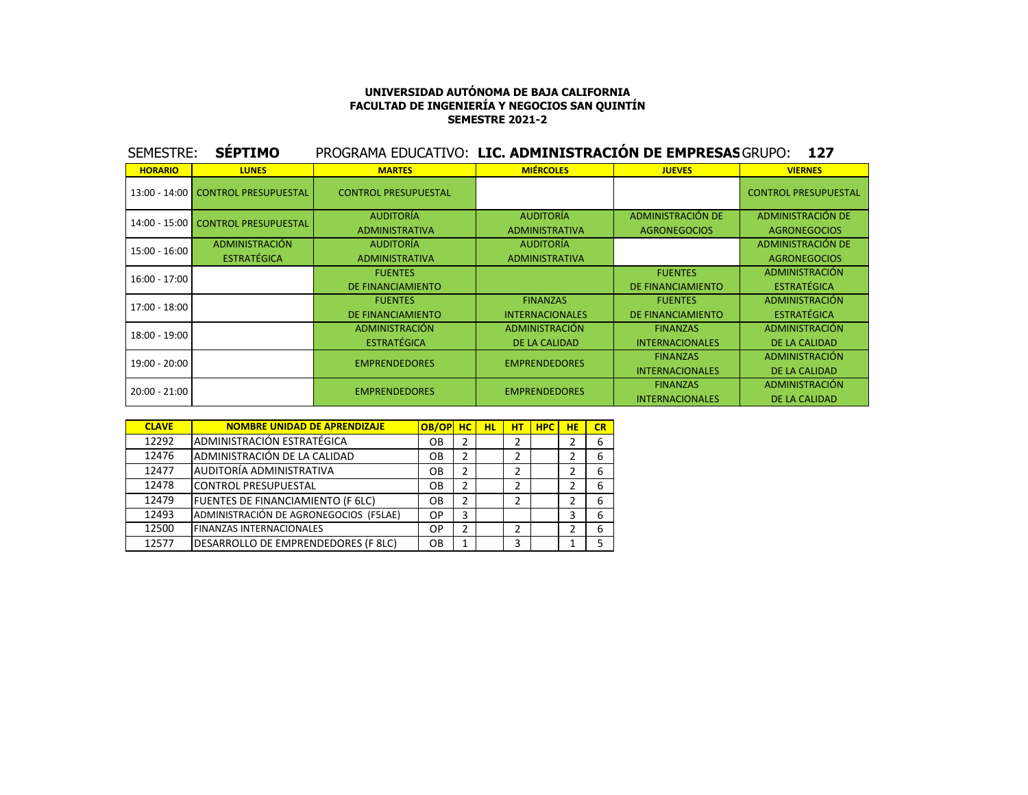**UNIVERSIDAD AUTÓNOMA DE BAJA CALIFORNIA**
**FACULTAD DE INGENIERÍA Y NEGOCIOS SAN QUINTÍN**
**SEMESTRE 2021-2**

SEMESTRE: **SÉPTIMO** PROGRAMA EDUCATIVO: **LIC. ADMINISTRACIÓN DE EMPRESAS** GRUPO: **127**

| HORARIO | LUNES | MARTES | MIÉRCOLES | JUEVES | VIERNES |
|---|---|---|---|---|---|
| 13:00 - 14:00 | CONTROL PRESUPUESTAL | CONTROL PRESUPUESTAL | | | CONTROL PRESUPUESTAL |
| 14:00 - 15:00 | CONTROL PRESUPUESTAL | AUDITORÍA ADMINISTRATIVA | AUDITORÍA ADMINISTRATIVA | ADMINISTRACIÓN DE AGRONEGOCIOS | ADMINISTRACIÓN DE AGRONEGOCIOS |
| 15:00 - 16:00 | ADMINISTRACIÓN ESTRATÉGICA | AUDITORÍA ADMINISTRATIVA | AUDITORÍA ADMINISTRATIVA | | ADMINISTRACIÓN DE AGRONEGOCIOS |
| 16:00 - 17:00 | | FUENTES DE FINANCIAMIENTO | | FUENTES DE FINANCIAMIENTO | ADMINISTRACIÓN ESTRATÉGICA |
| 17:00 - 18:00 | | FUENTES DE FINANCIAMIENTO | FINANZAS INTERNACIONALES | FUENTES DE FINANCIAMIENTO | ADMINISTRACIÓN ESTRATÉGICA |
| 18:00 - 19:00 | | ADMINISTRACIÓN ESTRATÉGICA | ADMINISTRACIÓN DE LA CALIDAD | FINANZAS INTERNACIONALES | ADMINISTRACIÓN DE LA CALIDAD |
| 19:00 - 20:00 | | EMPRENDEDORES | EMPRENDEDORES | FINANZAS INTERNACIONALES | ADMINISTRACIÓN DE LA CALIDAD |
| 20:00 - 21:00 | | EMPRENDEDORES | EMPRENDEDORES | FINANZAS INTERNACIONALES | ADMINISTRACIÓN DE LA CALIDAD |

| CLAVE | NOMBRE UNIDAD DE APRENDIZAJE | OB/OP | HC | HL | HT | HPC | HE | CR |
|---|---|---|---|---|---|---|---|---|
| 12292 | ADMINISTRACIÓN ESTRATÉGICA | OB | 2 | | 2 | | 2 | 6 |
| 12476 | ADMINISTRACIÓN DE LA CALIDAD | OB | 2 | | 2 | | 2 | 6 |
| 12477 | AUDITORÍA ADMINISTRATIVA | OB | 2 | | 2 | | 2 | 6 |
| 12478 | CONTROL PRESUPUESTAL | OB | 2 | | 2 | | 2 | 6 |
| 12479 | FUENTES DE FINANCIAMIENTO (F 6LC) | OB | 2 | | 2 | | 2 | 6 |
| 12493 | ADMINISTRACIÓN DE AGRONEGOCIOS (F5LAE) | OP | 3 | | | | 3 | 6 |
| 12500 | FINANZAS INTERNACIONALES | OP | 2 | | 2 | | 2 | 6 |
| 12577 | DESARROLLO DE EMPRENDEDORES (F 8LC) | OB | 1 | | 3 | | 1 | 5 |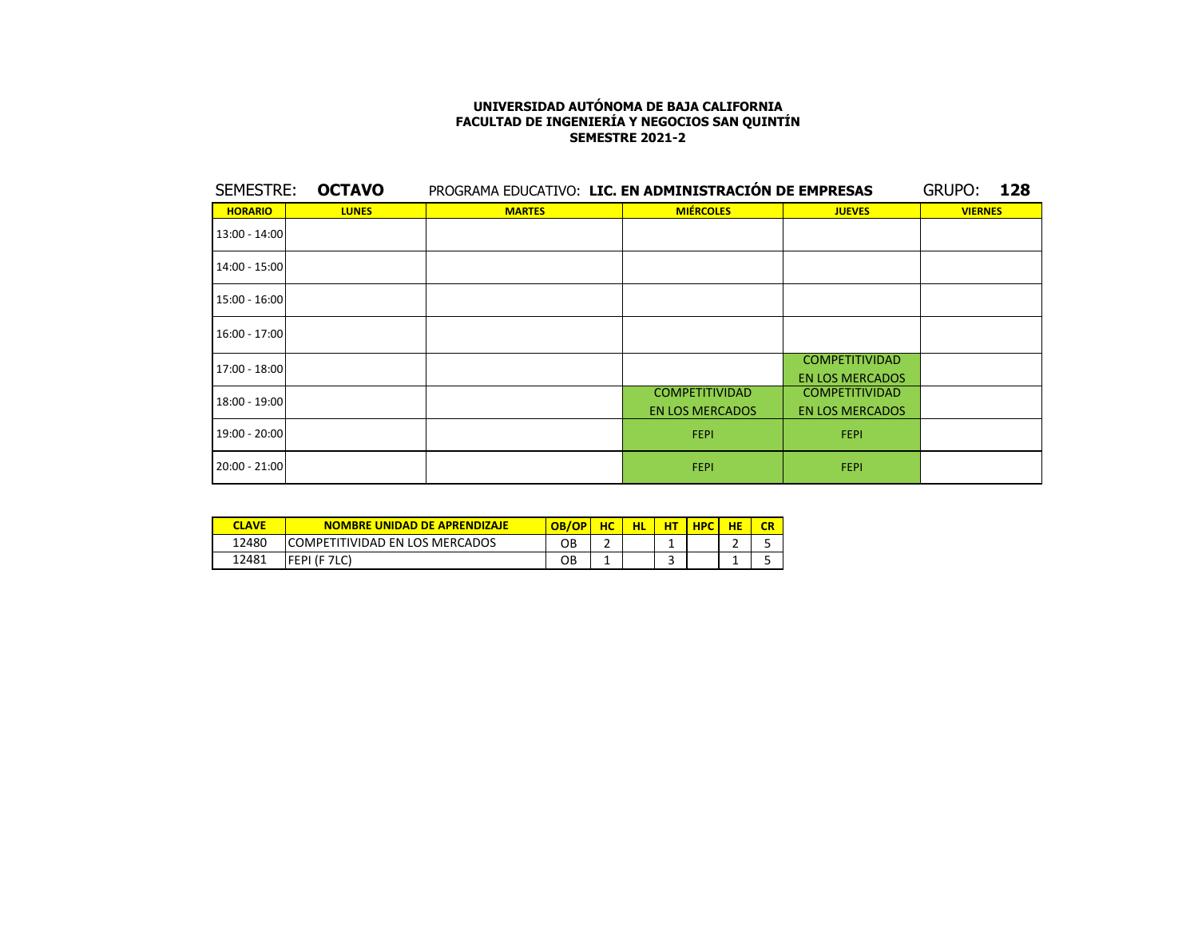**UNIVERSIDAD AUTÓNOMA DE BAJA CALIFORNIA**
**FACULTAD DE INGENIERÍA Y NEGOCIOS SAN QUINTÍN**
**SEMESTRE 2021-2**

SEMESTRE: **OCTAVO** PROGRAMA EDUCATIVO: **LIC. EN ADMINISTRACIÓN DE EMPRESAS** GRUPO: **128**

| HORARIO | LUNES | MARTES | MIÉRCOLES | JUEVES | VIERNES |
|---|---|---|---|---|---|
| 13:00 - 14:00 | | | | | |
| 14:00 - 15:00 | | | | | |
| 15:00 - 16:00 | | | | | |
| 16:00 - 17:00 | | | | | |
| 17:00 - 18:00 | | | | COMPETITIVIDAD EN LOS MERCADOS | |
| 18:00 - 19:00 | | | COMPETITIVIDAD EN LOS MERCADOS | COMPETITIVIDAD EN LOS MERCADOS | |
| 19:00 - 20:00 | | | FEPI | FEPI | |
| 20:00 - 21:00 | | | FEPI | FEPI | |

| CLAVE | NOMBRE UNIDAD DE APRENDIZAJE | OB/OP | HC | HL | HT | HPC | HE | CR |
|---|---|---|---|---|---|---|---|---|
| 12480 | COMPETITIVIDAD EN LOS MERCADOS | OB | 2 | | 1 | | 2 | 5 |
| 12481 | FEPI (F 7LC) | OB | 1 | | 3 | | 1 | 5 |